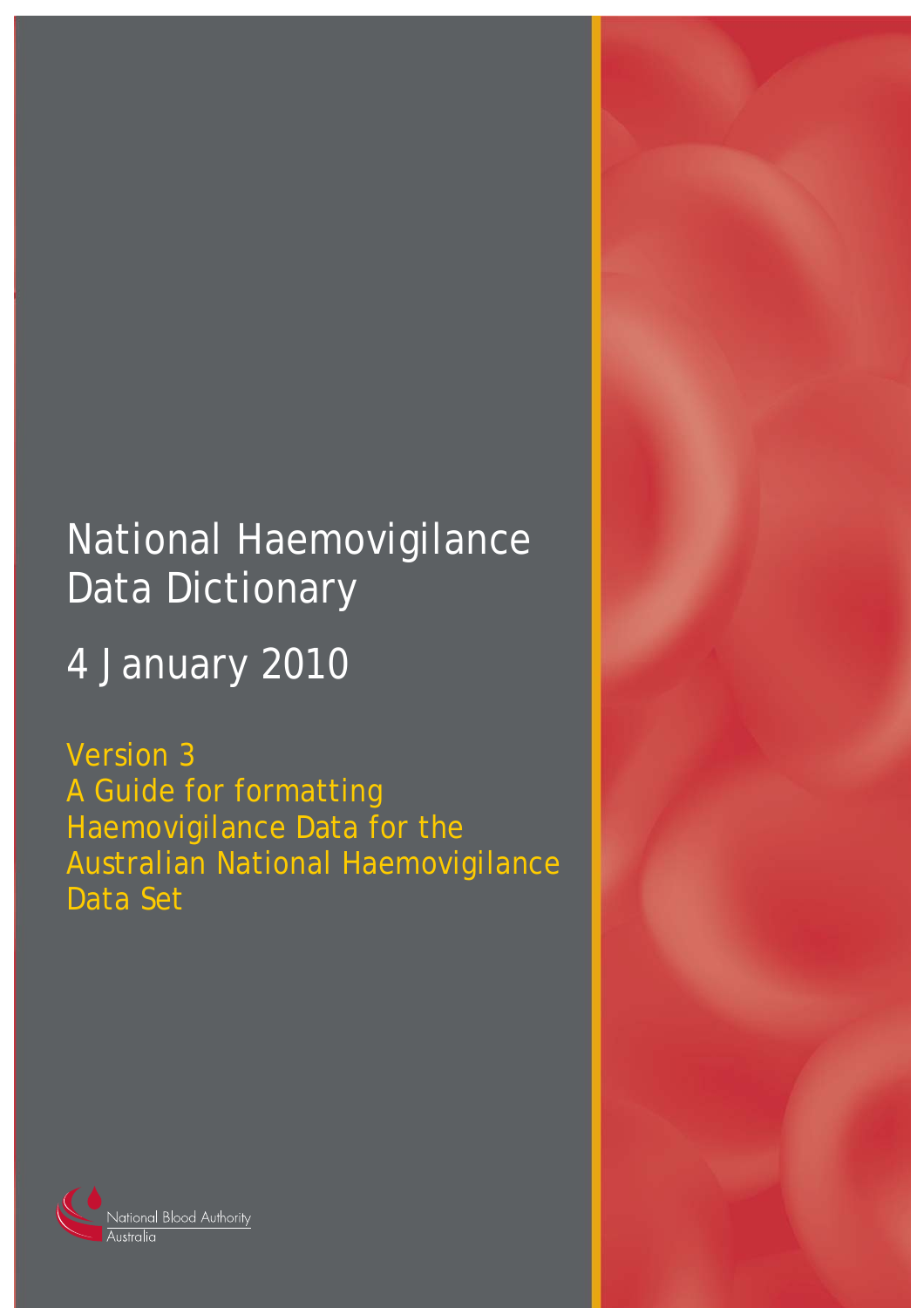# National Haemovigilance Data Dictionary

## 4 January 2010

Version 3
A Guide for formatting Haemovigilance Data for the Australian National Haemovigilance Data Set

National Blood Authority
Australia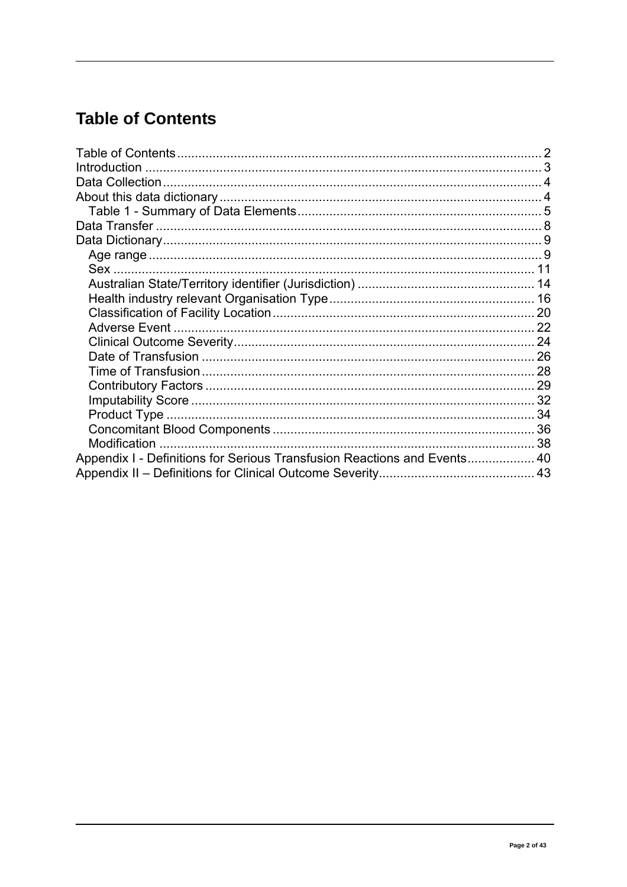# Table of Contents

Table of Contents .......... 2
Introduction .......... 3
Data Collection .......... 4
About this data dictionary .......... 4
  Table 1 - Summary of Data Elements .......... 5
Data Transfer .......... 8
Data Dictionary .......... 9
  Age range .......... 9
  Sex .......... 11
  Australian State/Territory identifier (Jurisdiction) .......... 14
  Health industry relevant Organisation Type .......... 16
  Classification of Facility Location .......... 20
  Adverse Event .......... 22
  Clinical Outcome Severity .......... 24
  Date of Transfusion .......... 26
  Time of Transfusion .......... 28
  Contributory Factors .......... 29
  Imputability Score .......... 32
  Product Type .......... 34
  Concomitant Blood Components .......... 36
  Modification .......... 38
Appendix I - Definitions for Serious Transfusion Reactions and Events .......... 40
Appendix II – Definitions for Clinical Outcome Severity .......... 43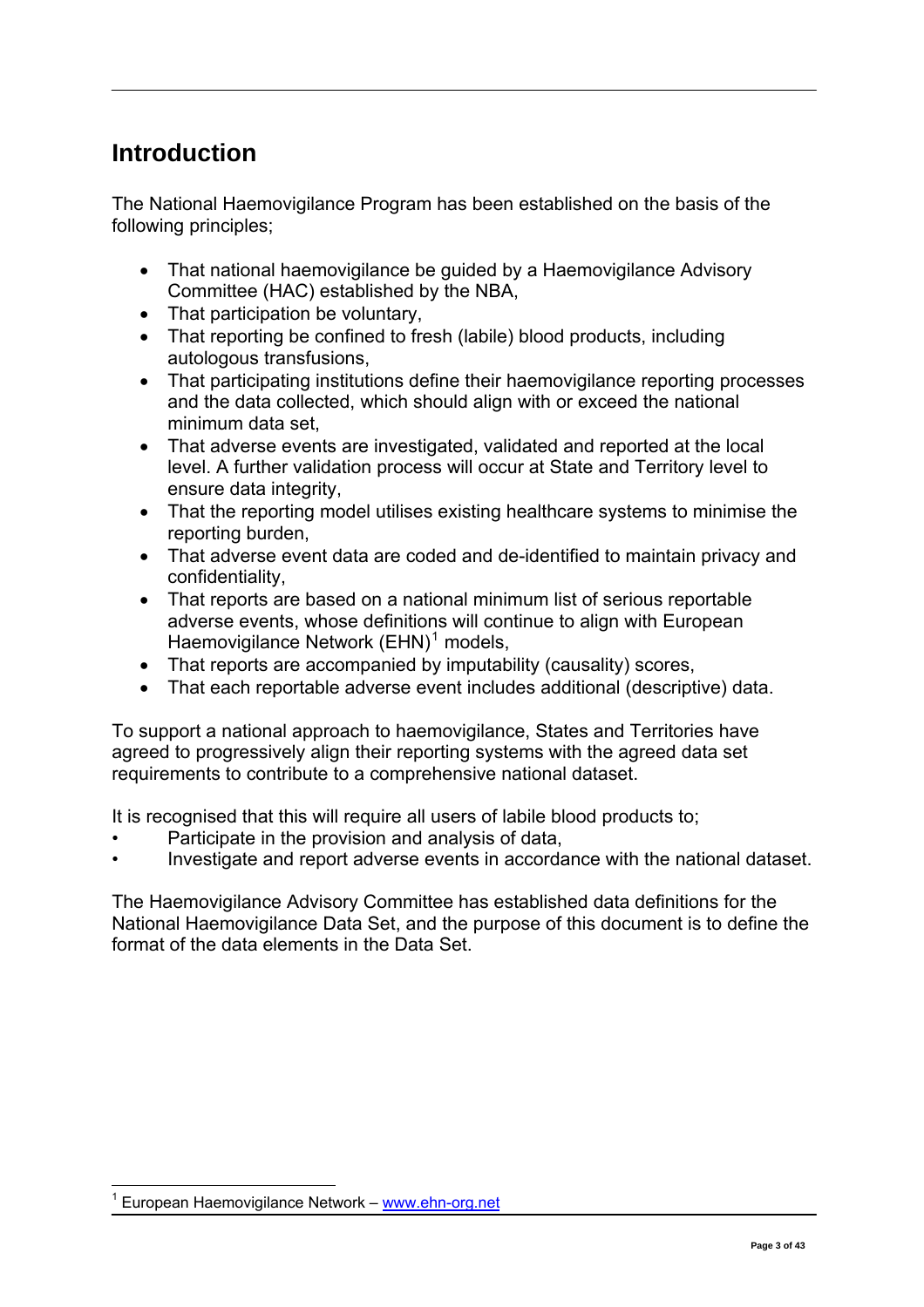# Introduction

The National Haemovigilance Program has been established on the basis of the following principles;

- That national haemovigilance be guided by a Haemovigilance Advisory Committee (HAC) established by the NBA,
- That participation be voluntary,
- That reporting be confined to fresh (labile) blood products, including autologous transfusions,
- That participating institutions define their haemovigilance reporting processes and the data collected, which should align with or exceed the national minimum data set,
- That adverse events are investigated, validated and reported at the local level. A further validation process will occur at State and Territory level to ensure data integrity,
- That the reporting model utilises existing healthcare systems to minimise the reporting burden,
- That adverse event data are coded and de-identified to maintain privacy and confidentiality,
- That reports are based on a national minimum list of serious reportable adverse events, whose definitions will continue to align with European Haemovigilance Network (EHN)[1] models,
- That reports are accompanied by imputability (causality) scores,
- That each reportable adverse event includes additional (descriptive) data.

To support a national approach to haemovigilance, States and Territories have agreed to progressively align their reporting systems with the agreed data set requirements to contribute to a comprehensive national dataset.

It is recognised that this will require all users of labile blood products to;

- Participate in the provision and analysis of data,
- Investigate and report adverse events in accordance with the national dataset.

The Haemovigilance Advisory Committee has established data definitions for the National Haemovigilance Data Set, and the purpose of this document is to define the format of the data elements in the Data Set.

[1] European Haemovigilance Network – www.ehn-org.net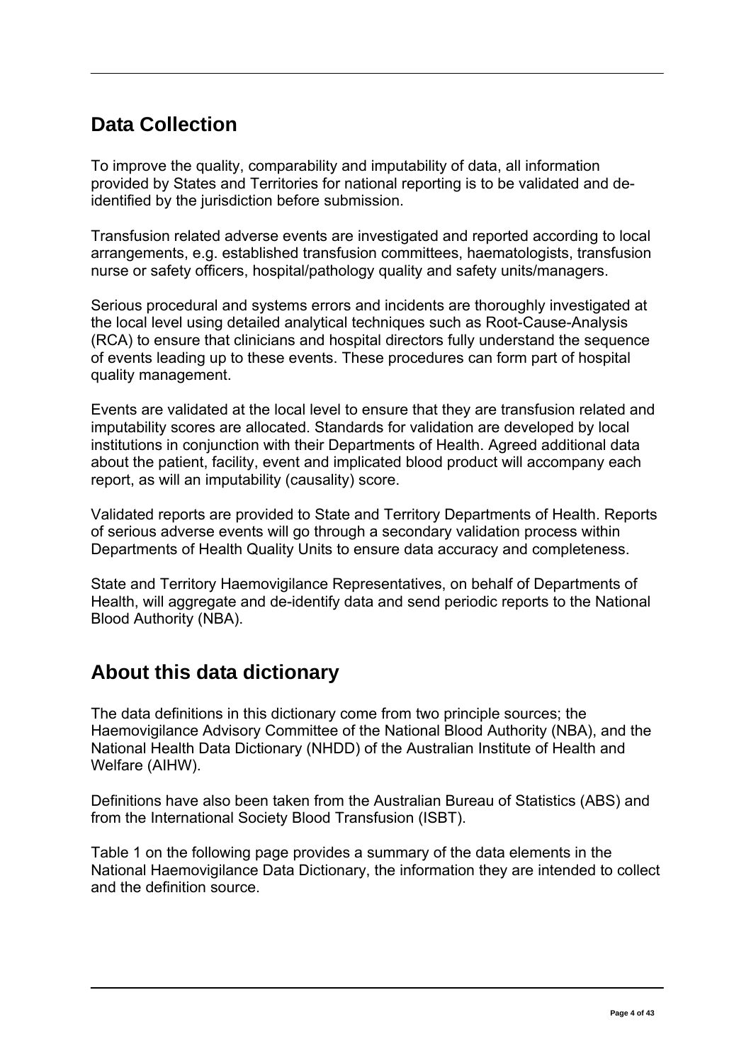## Data Collection

To improve the quality, comparability and imputability of data, all information provided by States and Territories for national reporting is to be validated and de-identified by the jurisdiction before submission.

Transfusion related adverse events are investigated and reported according to local arrangements, e.g. established transfusion committees, haematologists, transfusion nurse or safety officers, hospital/pathology quality and safety units/managers.

Serious procedural and systems errors and incidents are thoroughly investigated at the local level using detailed analytical techniques such as Root-Cause-Analysis (RCA) to ensure that clinicians and hospital directors fully understand the sequence of events leading up to these events. These procedures can form part of hospital quality management.

Events are validated at the local level to ensure that they are transfusion related and imputability scores are allocated. Standards for validation are developed by local institutions in conjunction with their Departments of Health. Agreed additional data about the patient, facility, event and implicated blood product will accompany each report, as will an imputability (causality) score.

Validated reports are provided to State and Territory Departments of Health. Reports of serious adverse events will go through a secondary validation process within Departments of Health Quality Units to ensure data accuracy and completeness.

State and Territory Haemovigilance Representatives, on behalf of Departments of Health, will aggregate and de-identify data and send periodic reports to the National Blood Authority (NBA).

## About this data dictionary

The data definitions in this dictionary come from two principle sources; the Haemovigilance Advisory Committee of the National Blood Authority (NBA), and the National Health Data Dictionary (NHDD) of the Australian Institute of Health and Welfare (AIHW).

Definitions have also been taken from the Australian Bureau of Statistics (ABS) and from the International Society Blood Transfusion (ISBT).

Table 1 on the following page provides a summary of the data elements in the National Haemovigilance Data Dictionary, the information they are intended to collect and the definition source.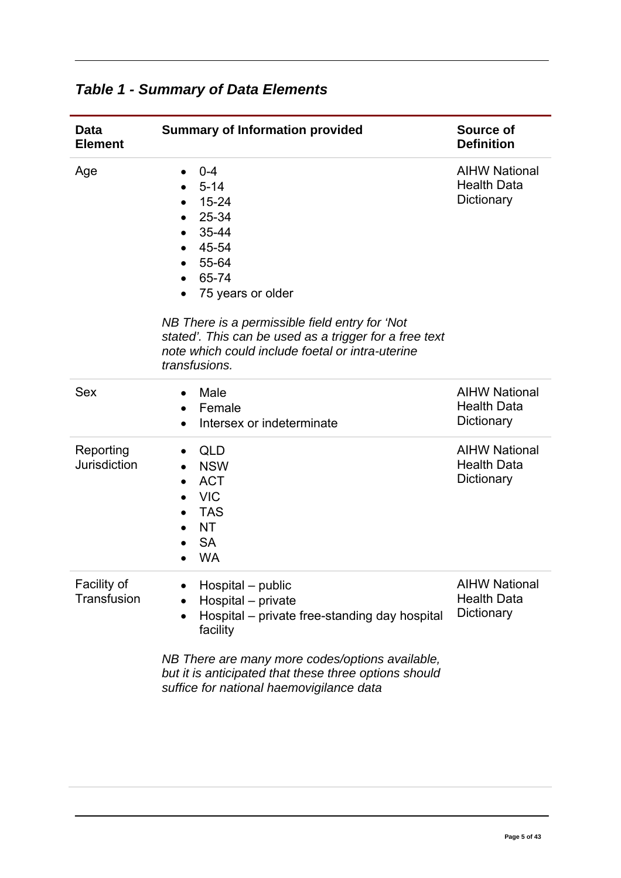## *Table 1 - Summary of Data Elements*

| Data Element | Summary of Information provided | Source of Definition |
|---|---|---|
| Age | • 0-4<br>• 5-14<br>• 15-24<br>• 25-34<br>• 35-44<br>• 45-54<br>• 55-64<br>• 65-74<br>• 75 years or older<br><br>*NB There is a permissible field entry for 'Not stated'. This can be used as a trigger for a free text note which could include foetal or intra-uterine transfusions.* | AIHW National Health Data Dictionary |
| Sex | • Male<br>• Female<br>• Intersex or indeterminate | AIHW National Health Data Dictionary |
| Reporting Jurisdiction | • QLD<br>• NSW<br>• ACT<br>• VIC<br>• TAS<br>• NT<br>• SA<br>• WA | AIHW National Health Data Dictionary |
| Facility of Transfusion | • Hospital – public<br>• Hospital – private<br>• Hospital – private free-standing day hospital facility<br><br>*NB There are many more codes/options available, but it is anticipated that these three options should suffice for national haemovigilance data* | AIHW National Health Data Dictionary |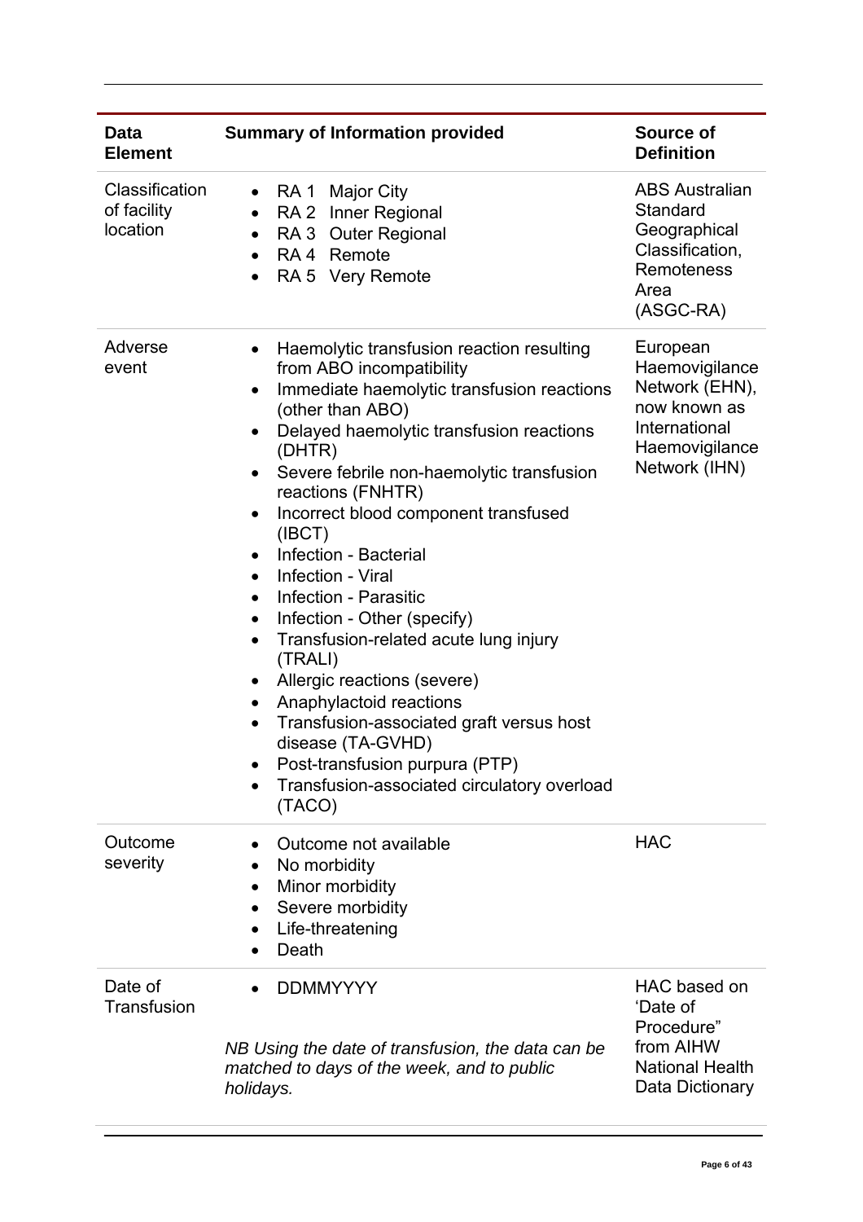| Data Element | Summary of Information provided | Source of Definition |
|---|---|---|
| Classification of facility location | • RA 1 Major City<br>• RA 2 Inner Regional<br>• RA 3 Outer Regional<br>• RA 4 Remote<br>• RA 5 Very Remote | ABS Australian Standard Geographical Classification, Remoteness Area (ASGC-RA) |
| Adverse event | • Haemolytic transfusion reaction resulting from ABO incompatibility<br>• Immediate haemolytic transfusion reactions (other than ABO)<br>• Delayed haemolytic transfusion reactions (DHTR)<br>• Severe febrile non-haemolytic transfusion reactions (FNHTR)<br>• Incorrect blood component transfused (IBCT)<br>• Infection - Bacterial<br>• Infection - Viral<br>• Infection - Parasitic<br>• Infection - Other (specify)<br>• Transfusion-related acute lung injury (TRALI)<br>• Allergic reactions (severe)<br>• Anaphylactoid reactions<br>• Transfusion-associated graft versus host disease (TA-GVHD)<br>• Post-transfusion purpura (PTP)<br>• Transfusion-associated circulatory overload (TACO) | European Haemovigilance Network (EHN), now known as International Haemovigilance Network (IHN) |
| Outcome severity | • Outcome not available<br>• No morbidity<br>• Minor morbidity<br>• Severe morbidity<br>• Life-threatening<br>• Death | HAC |
| Date of Transfusion | • DDMMYYYY<br><br>*NB Using the date of transfusion, the data can be matched to days of the week, and to public holidays.* | HAC based on 'Date of Procedure" from AIHW National Health Data Dictionary |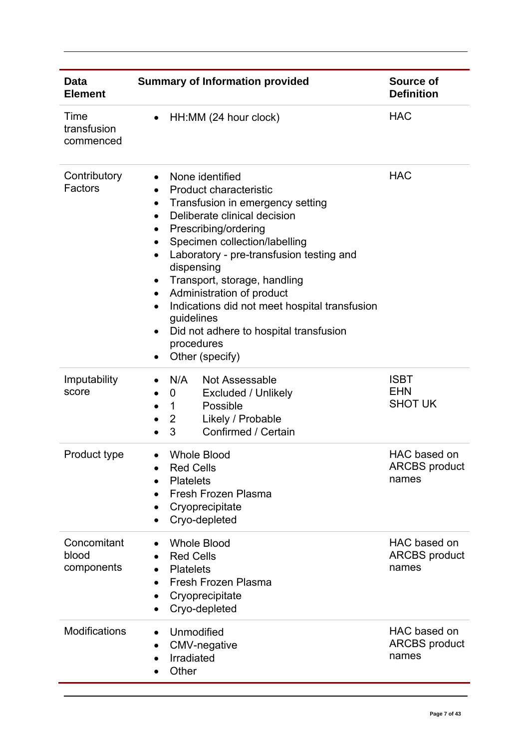| Data Element | Summary of Information provided | Source of Definition |
|---|---|---|
| Time transfusion commenced | • HH:MM (24 hour clock) | HAC |
| Contributory Factors | • None identified<br>• Product characteristic<br>• Transfusion in emergency setting<br>• Deliberate clinical decision<br>• Prescribing/ordering<br>• Specimen collection/labelling<br>• Laboratory - pre-transfusion testing and dispensing<br>• Transport, storage, handling<br>• Administration of product<br>• Indications did not meet hospital transfusion guidelines<br>• Did not adhere to hospital transfusion procedures<br>• Other (specify) | HAC |
| Imputability score | • N/A Not Assessable<br>• 0 Excluded / Unlikely<br>• 1 Possible<br>• 2 Likely / Probable<br>• 3 Confirmed / Certain | ISBT<br>EHN<br>SHOT UK |
| Product type | • Whole Blood<br>• Red Cells<br>• Platelets<br>• Fresh Frozen Plasma<br>• Cryoprecipitate<br>• Cryo-depleted | HAC based on ARCBS product names |
| Concomitant blood components | • Whole Blood<br>• Red Cells<br>• Platelets<br>• Fresh Frozen Plasma<br>• Cryoprecipitate<br>• Cryo-depleted | HAC based on ARCBS product names |
| Modifications | • Unmodified<br>• CMV-negative<br>• Irradiated<br>• Other | HAC based on ARCBS product names |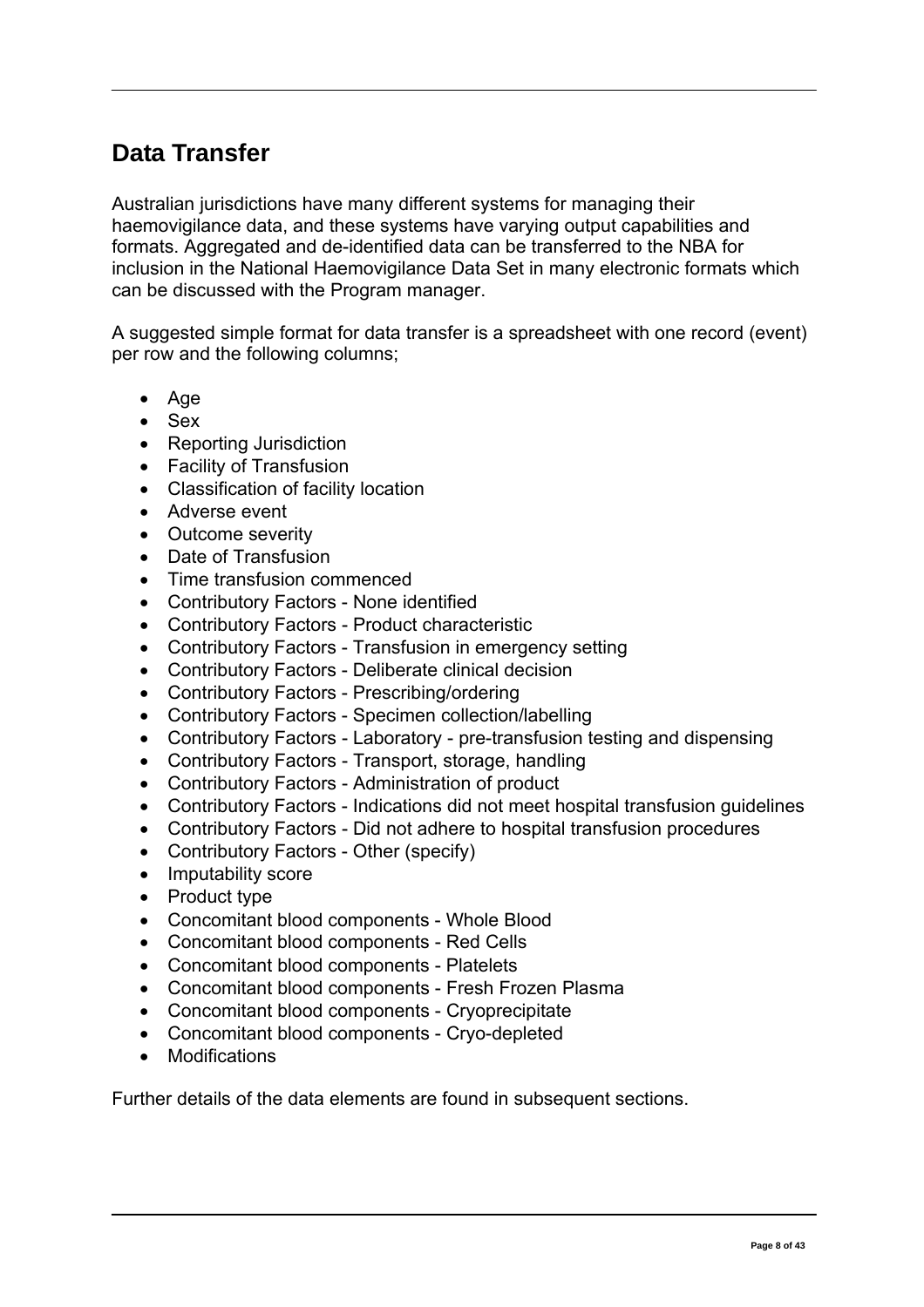## Data Transfer

Australian jurisdictions have many different systems for managing their haemovigilance data, and these systems have varying output capabilities and formats. Aggregated and de-identified data can be transferred to the NBA for inclusion in the National Haemovigilance Data Set in many electronic formats which can be discussed with the Program manager.

A suggested simple format for data transfer is a spreadsheet with one record (event) per row and the following columns;

- Age
- Sex
- Reporting Jurisdiction
- Facility of Transfusion
- Classification of facility location
- Adverse event
- Outcome severity
- Date of Transfusion
- Time transfusion commenced
- Contributory Factors - None identified
- Contributory Factors - Product characteristic
- Contributory Factors - Transfusion in emergency setting
- Contributory Factors - Deliberate clinical decision
- Contributory Factors - Prescribing/ordering
- Contributory Factors - Specimen collection/labelling
- Contributory Factors - Laboratory - pre-transfusion testing and dispensing
- Contributory Factors - Transport, storage, handling
- Contributory Factors - Administration of product
- Contributory Factors - Indications did not meet hospital transfusion guidelines
- Contributory Factors - Did not adhere to hospital transfusion procedures
- Contributory Factors - Other (specify)
- Imputability score
- Product type
- Concomitant blood components - Whole Blood
- Concomitant blood components - Red Cells
- Concomitant blood components - Platelets
- Concomitant blood components - Fresh Frozen Plasma
- Concomitant blood components - Cryoprecipitate
- Concomitant blood components - Cryo-depleted
- Modifications

Further details of the data elements are found in subsequent sections.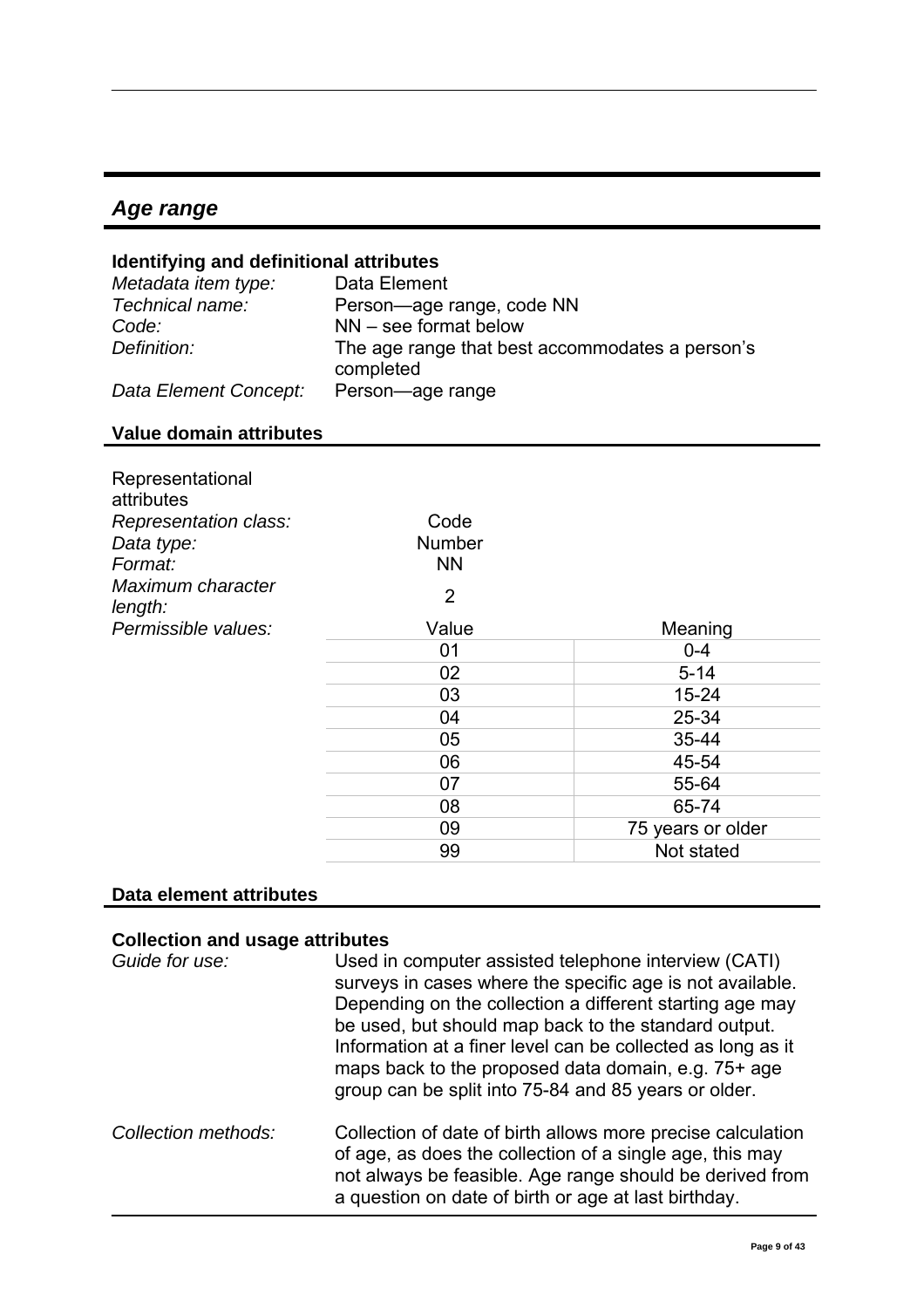## *Age range*

### Identifying and definitional attributes

| | |
|---|---|
| *Metadata item type:* | Data Element |
| *Technical name:* | Person—age range, code NN |
| *Code:* | NN – see format below |
| *Definition:* | The age range that best accommodates a person's completed |
| *Data Element Concept:* | Person—age range |

### Value domain attributes

Representational attributes

| | |
|---|---|
| *Representation class:* | Code |
| *Data type:* | Number |
| *Format:* | NN |
| *Maximum character length:* | 2 |

*Permissible values:*

| Value | Meaning |
|---|---|
| 01 | 0-4 |
| 02 | 5-14 |
| 03 | 15-24 |
| 04 | 25-34 |
| 05 | 35-44 |
| 06 | 45-54 |
| 07 | 55-64 |
| 08 | 65-74 |
| 09 | 75 years or older |
| 99 | Not stated |

### Data element attributes

### Collection and usage attributes

*Guide for use:* Used in computer assisted telephone interview (CATI) surveys in cases where the specific age is not available. Depending on the collection a different starting age may be used, but should map back to the standard output. Information at a finer level can be collected as long as it maps back to the proposed data domain, e.g. 75+ age group can be split into 75-84 and 85 years or older.

*Collection methods:* Collection of date of birth allows more precise calculation of age, as does the collection of a single age, this may not always be feasible. Age range should be derived from a question on date of birth or age at last birthday.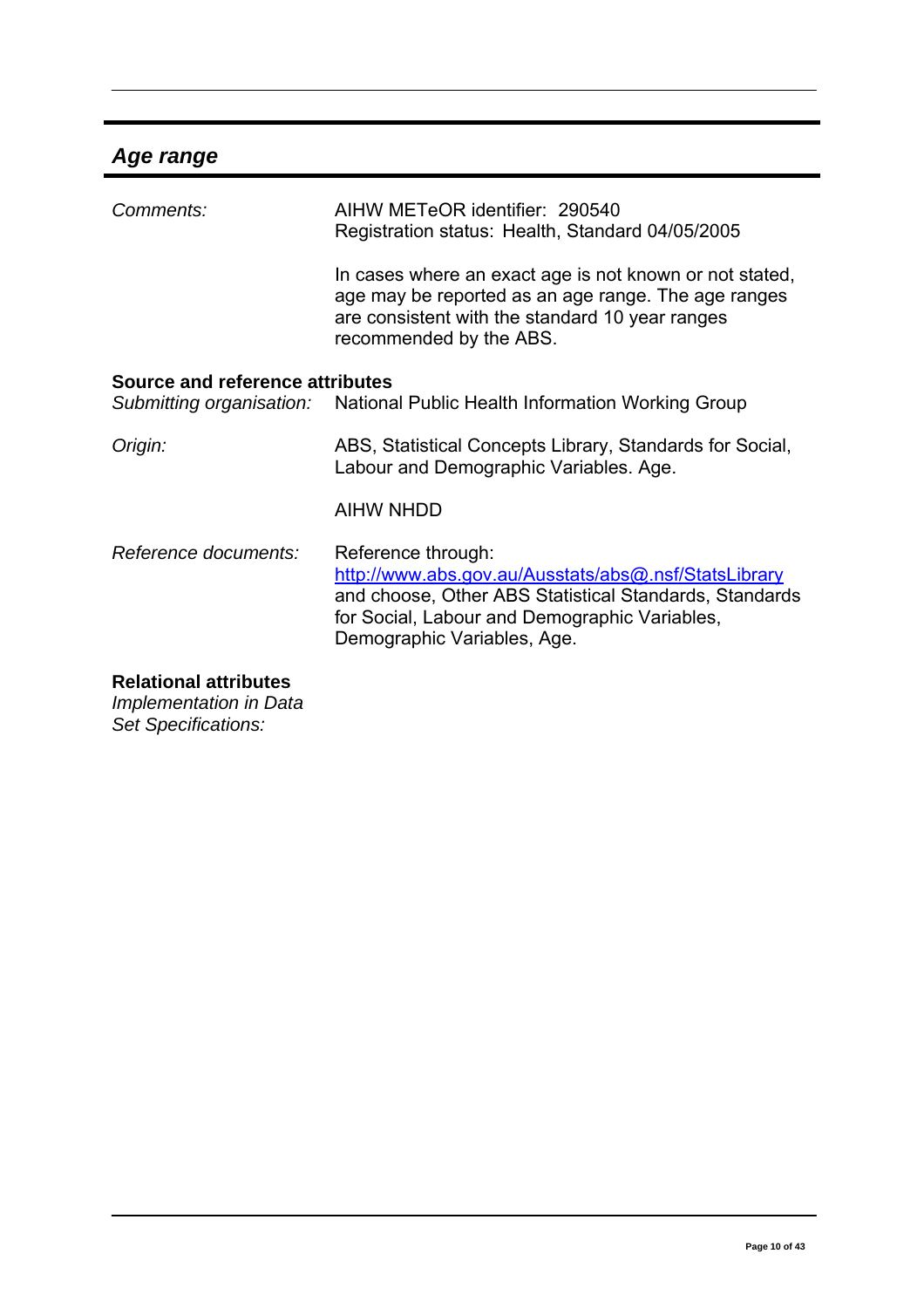## *Age range*

| | |
|---|---|
| *Comments:* | AIHW METeOR identifier: 290540<br>Registration status: Health, Standard 04/05/2005<br><br>In cases where an exact age is not known or not stated, age may be reported as an age range. The age ranges are consistent with the standard 10 year ranges recommended by the ABS. |

**Source and reference attributes**

| | |
|---|---|
| *Submitting organisation:* | National Public Health Information Working Group |
| *Origin:* | ABS, Statistical Concepts Library, Standards for Social, Labour and Demographic Variables. Age.<br><br>AIHW NHDD |
| *Reference documents:* | Reference through:<br>http://www.abs.gov.au/Ausstats/abs@.nsf/StatsLibrary and choose, Other ABS Statistical Standards, Standards for Social, Labour and Demographic Variables, Demographic Variables, Age. |

**Relational attributes**

*Implementation in Data Set Specifications:*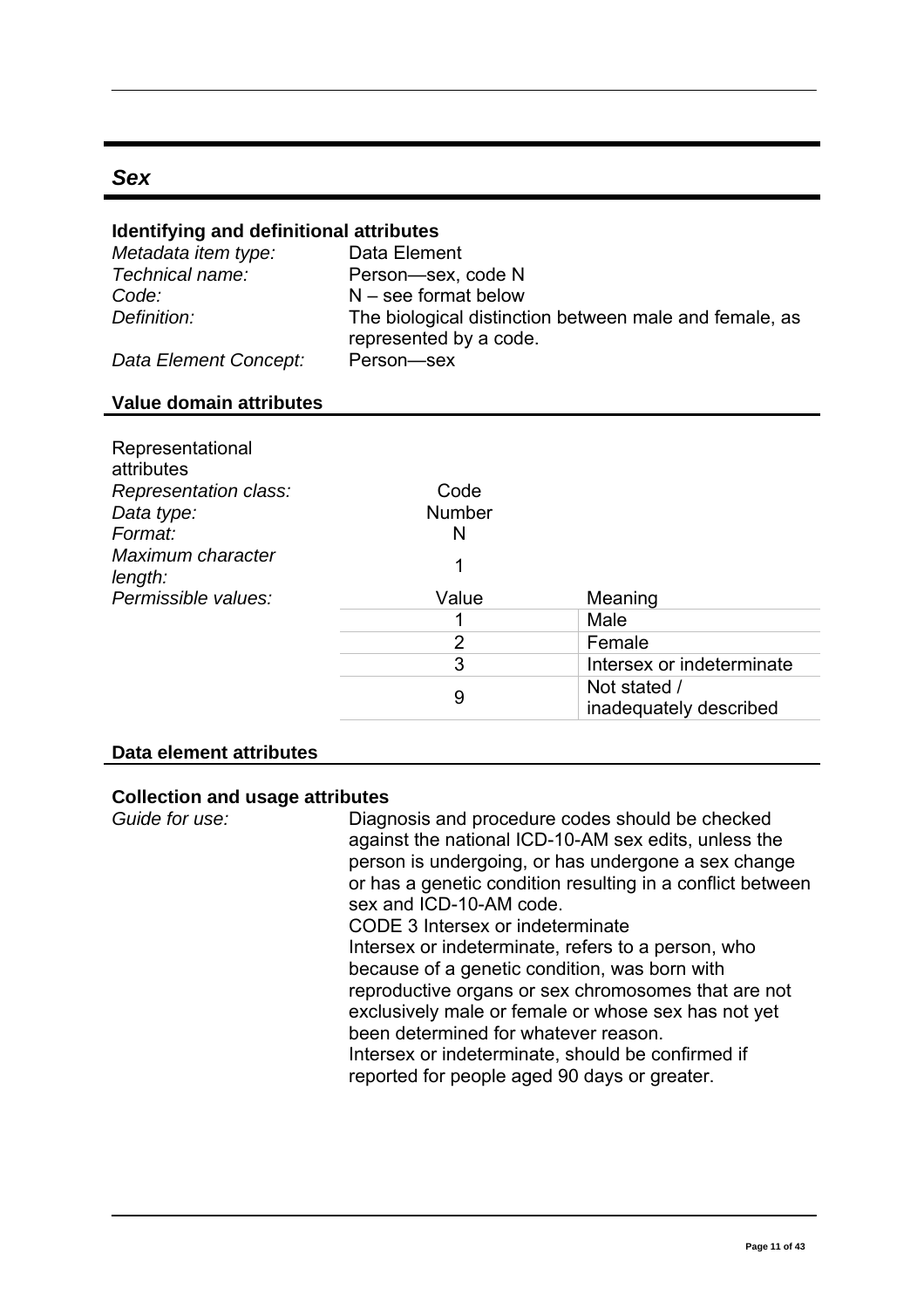## *Sex*

### Identifying and definitional attributes

| | |
|---|---|
| *Metadata item type:* | Data Element |
| *Technical name:* | Person—sex, code N |
| *Code:* | N – see format below |
| *Definition:* | The biological distinction between male and female, as represented by a code. |
| *Data Element Concept:* | Person—sex |

### Value domain attributes

| Representational attributes | | |
|---|---|---|
| *Representation class:* | Code | |
| *Data type:* | Number | |
| *Format:* | N | |
| *Maximum character length:* | 1 | |
| *Permissible values:* | Value | Meaning |
| | 1 | Male |
| | 2 | Female |
| | 3 | Intersex or indeterminate |
| | 9 | Not stated / inadequately described |

### Data element attributes

### Collection and usage attributes

*Guide for use:*

Diagnosis and procedure codes should be checked against the national ICD-10-AM sex edits, unless the person is undergoing, or has undergone a sex change or has a genetic condition resulting in a conflict between sex and ICD-10-AM code.

CODE 3 Intersex or indeterminate

Intersex or indeterminate, refers to a person, who because of a genetic condition, was born with reproductive organs or sex chromosomes that are not exclusively male or female or whose sex has not yet been determined for whatever reason.

Intersex or indeterminate, should be confirmed if reported for people aged 90 days or greater.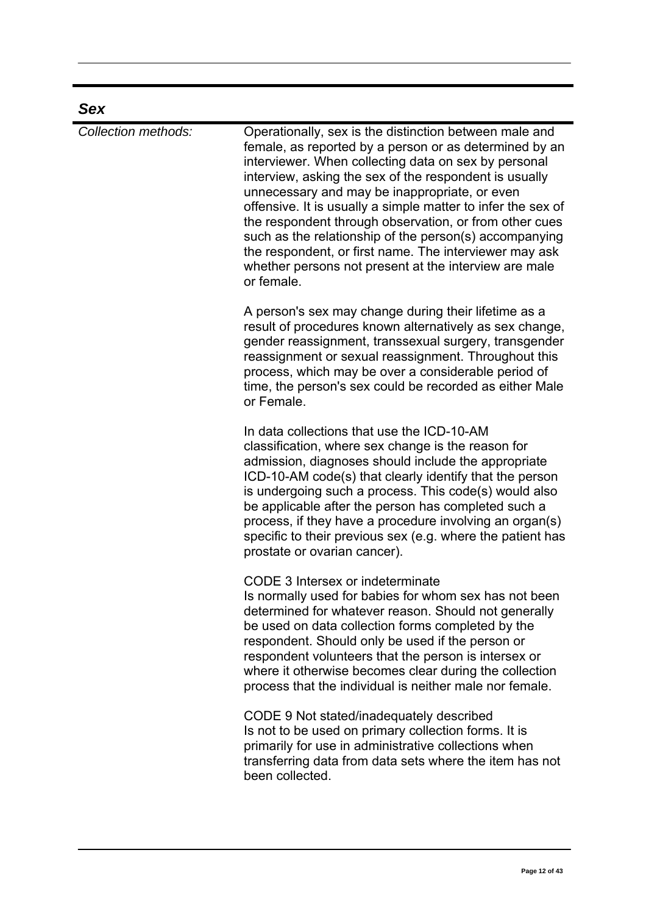## *Sex*

*Collection methods:*

Operationally, sex is the distinction between male and female, as reported by a person or as determined by an interviewer. When collecting data on sex by personal interview, asking the sex of the respondent is usually unnecessary and may be inappropriate, or even offensive. It is usually a simple matter to infer the sex of the respondent through observation, or from other cues such as the relationship of the person(s) accompanying the respondent, or first name. The interviewer may ask whether persons not present at the interview are male or female.

A person's sex may change during their lifetime as a result of procedures known alternatively as sex change, gender reassignment, transsexual surgery, transgender reassignment or sexual reassignment. Throughout this process, which may be over a considerable period of time, the person's sex could be recorded as either Male or Female.

In data collections that use the ICD-10-AM classification, where sex change is the reason for admission, diagnoses should include the appropriate ICD-10-AM code(s) that clearly identify that the person is undergoing such a process. This code(s) would also be applicable after the person has completed such a process, if they have a procedure involving an organ(s) specific to their previous sex (e.g. where the patient has prostate or ovarian cancer).

CODE 3 Intersex or indeterminate
Is normally used for babies for whom sex has not been determined for whatever reason. Should not generally be used on data collection forms completed by the respondent. Should only be used if the person or respondent volunteers that the person is intersex or where it otherwise becomes clear during the collection process that the individual is neither male nor female.

CODE 9 Not stated/inadequately described
Is not to be used on primary collection forms. It is primarily for use in administrative collections when transferring data from data sets where the item has not been collected.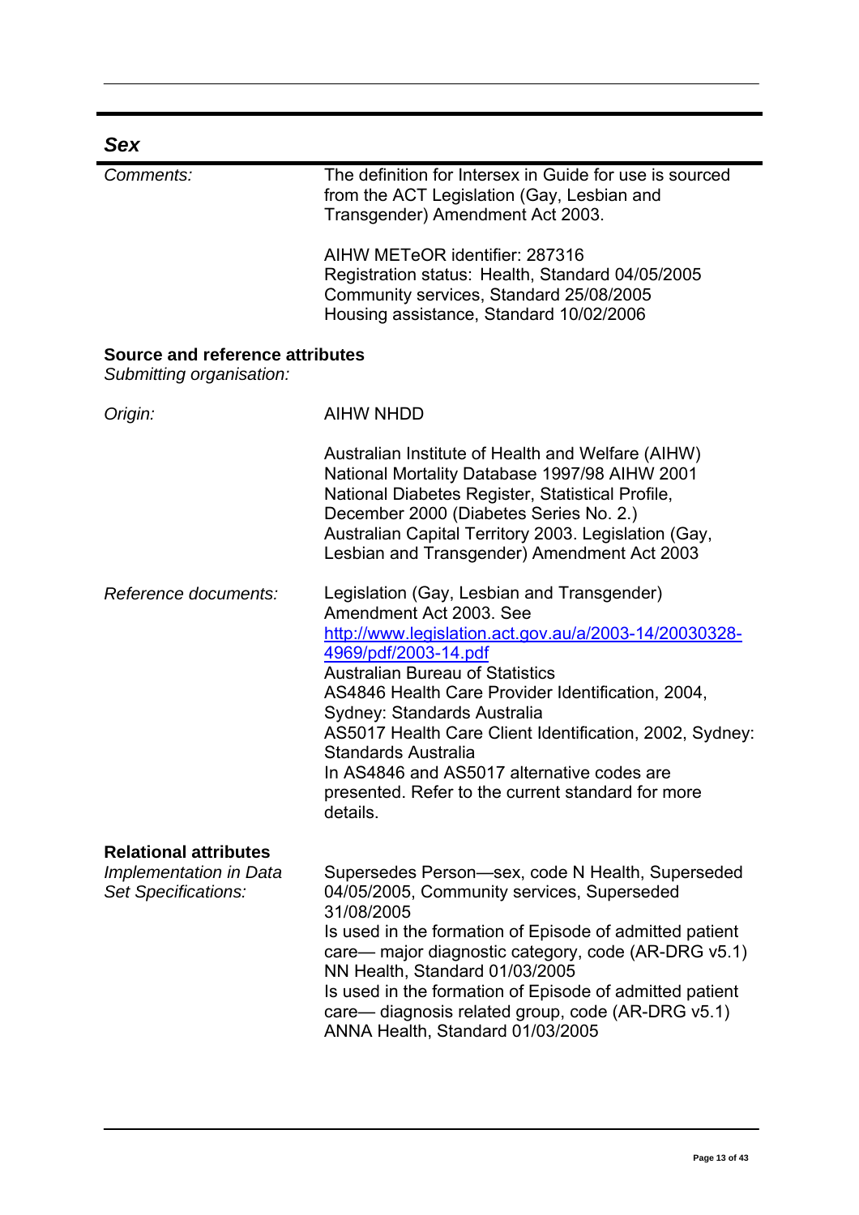## *Sex*

| | |
|---|---|
| *Comments:* | The definition for Intersex in Guide for use is sourced from the ACT Legislation (Gay, Lesbian and Transgender) Amendment Act 2003.<br><br>AIHW METeOR identifier: 287316<br>Registration status: Health, Standard 04/05/2005<br>Community services, Standard 25/08/2005<br>Housing assistance, Standard 10/02/2006 |

**Source and reference attributes**

| | |
|---|---|
| *Submitting organisation:* | |
| *Origin:* | AIHW NHDD<br><br>Australian Institute of Health and Welfare (AIHW) National Mortality Database 1997/98 AIHW 2001 National Diabetes Register, Statistical Profile, December 2000 (Diabetes Series No. 2.)<br>Australian Capital Territory 2003. Legislation (Gay, Lesbian and Transgender) Amendment Act 2003 |
| *Reference documents:* | Legislation (Gay, Lesbian and Transgender) Amendment Act 2003. See http://www.legislation.act.gov.au/a/2003-14/20030328-4969/pdf/2003-14.pdf<br>Australian Bureau of Statistics<br>AS4846 Health Care Provider Identification, 2004, Sydney: Standards Australia<br>AS5017 Health Care Client Identification, 2002, Sydney: Standards Australia<br>In AS4846 and AS5017 alternative codes are presented. Refer to the current standard for more details. |

**Relational attributes**

| | |
|---|---|
| *Implementation in Data Set Specifications:* | Supersedes Person—sex, code N Health, Superseded 04/05/2005, Community services, Superseded 31/08/2005<br>Is used in the formation of Episode of admitted patient care— major diagnostic category, code (AR-DRG v5.1) NN Health, Standard 01/03/2005<br>Is used in the formation of Episode of admitted patient care— diagnosis related group, code (AR-DRG v5.1) ANNA Health, Standard 01/03/2005 |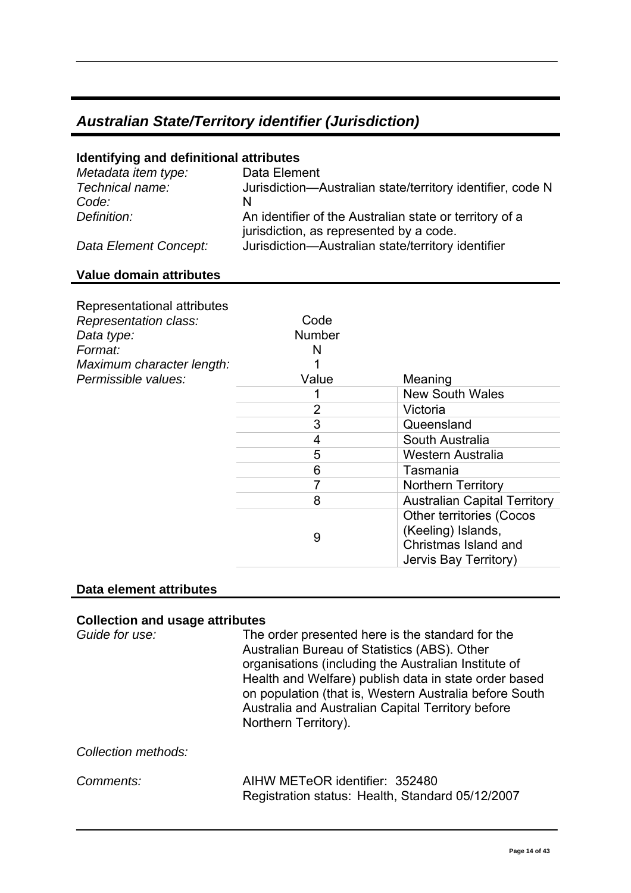## *Australian State/Territory identifier (Jurisdiction)*

### Identifying and definitional attributes

| | |
|---|---|
| *Metadata item type:* | Data Element |
| *Technical name:* | Jurisdiction—Australian state/territory identifier, code N |
| *Code:* | N |
| *Definition:* | An identifier of the Australian state or territory of a jurisdiction, as represented by a code. |
| *Data Element Concept:* | Jurisdiction—Australian state/territory identifier |

### Value domain attributes

Representational attributes

| | | |
|---|---|---|
| *Representation class:* | Code | |
| *Data type:* | Number | |
| *Format:* | N | |
| *Maximum character length:* | 1 | |
| *Permissible values:* | Value | Meaning |
| | 1 | New South Wales |
| | 2 | Victoria |
| | 3 | Queensland |
| | 4 | South Australia |
| | 5 | Western Australia |
| | 6 | Tasmania |
| | 7 | Northern Territory |
| | 8 | Australian Capital Territory |
| | 9 | Other territories (Cocos (Keeling) Islands, Christmas Island and Jervis Bay Territory) |

### Data element attributes

#### Collection and usage attributes

| | |
|---|---|
| *Guide for use:* | The order presented here is the standard for the Australian Bureau of Statistics (ABS). Other organisations (including the Australian Institute of Health and Welfare) publish data in state order based on population (that is, Western Australia before South Australia and Australian Capital Territory before Northern Territory). |
| *Collection methods:* | |
| *Comments:* | AIHW METeOR identifier: 352480<br>Registration status: Health, Standard 05/12/2007 |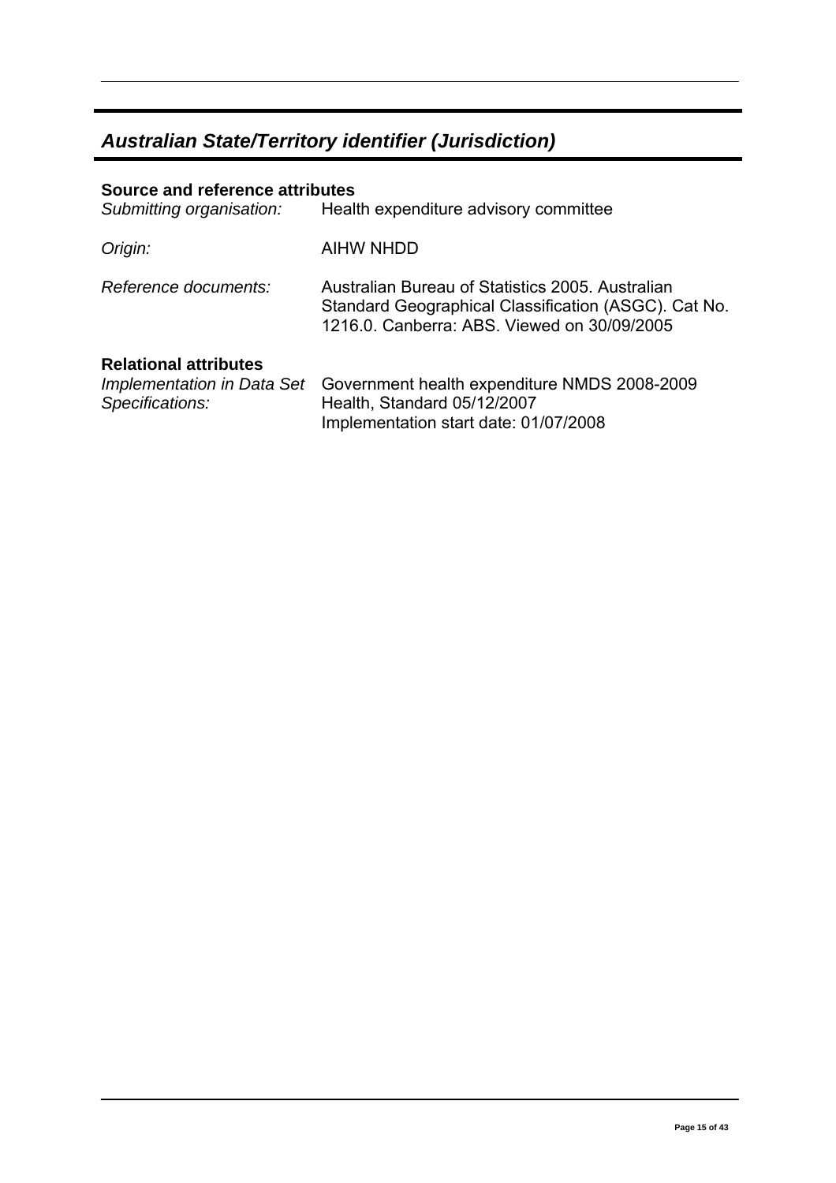## *Australian State/Territory identifier (Jurisdiction)*

**Source and reference attributes**

*Submitting organisation:* Health expenditure advisory committee

*Origin:* AIHW NHDD

*Reference documents:* Australian Bureau of Statistics 2005. Australian Standard Geographical Classification (ASGC). Cat No. 1216.0. Canberra: ABS. Viewed on 30/09/2005

**Relational attributes**

*Implementation in Data Set Specifications:* Government health expenditure NMDS 2008-2009 Health, Standard 05/12/2007
Implementation start date: 01/07/2008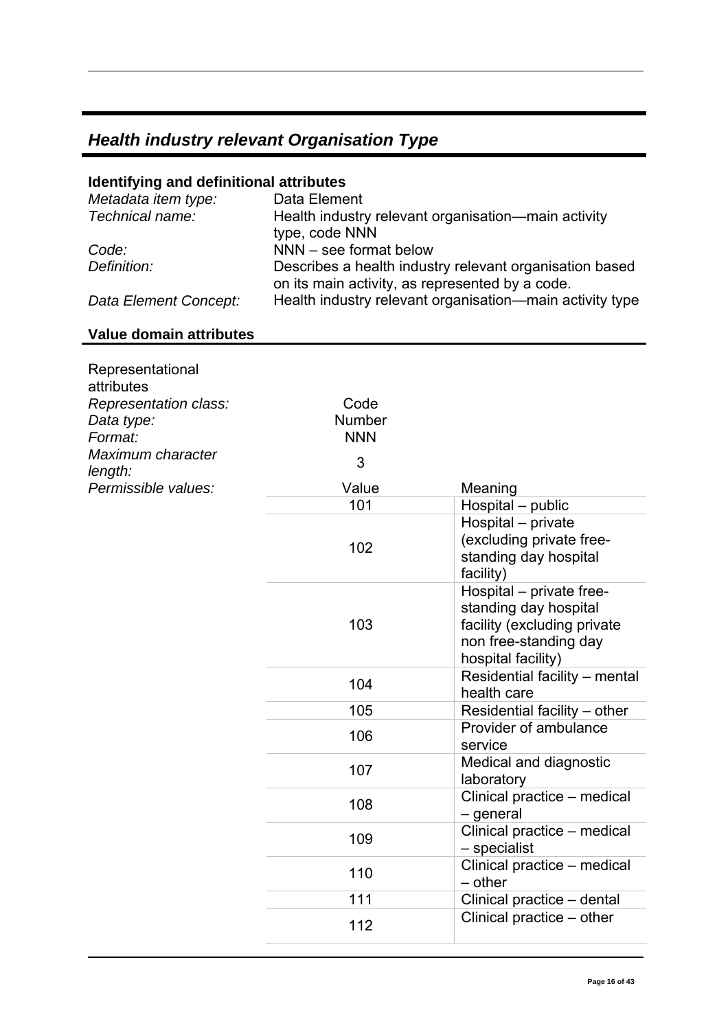## *Health industry relevant Organisation Type*

### Identifying and definitional attributes

| | |
|---|---|
| *Metadata item type:* | Data Element |
| *Technical name:* | Health industry relevant organisation—main activity type, code NNN |
| *Code:* | NNN – see format below |
| *Definition:* | Describes a health industry relevant organisation based on its main activity, as represented by a code. |
| *Data Element Concept:* | Health industry relevant organisation—main activity type |

### Value domain attributes

Representational attributes

| | | |
|---|---|---|
| *Representation class:* | Code | |
| *Data type:* | Number | |
| *Format:* | NNN | |
| *Maximum character length:* | 3 | |
| *Permissible values:* | Value | Meaning |
| | 101 | Hospital – public |
| | 102 | Hospital – private (excluding private free-standing day hospital facility) |
| | 103 | Hospital – private free-standing day hospital facility (excluding private non free-standing day hospital facility) |
| | 104 | Residential facility – mental health care |
| | 105 | Residential facility – other |
| | 106 | Provider of ambulance service |
| | 107 | Medical and diagnostic laboratory |
| | 108 | Clinical practice – medical – general |
| | 109 | Clinical practice – medical – specialist |
| | 110 | Clinical practice – medical – other |
| | 111 | Clinical practice – dental |
| | 112 | Clinical practice – other |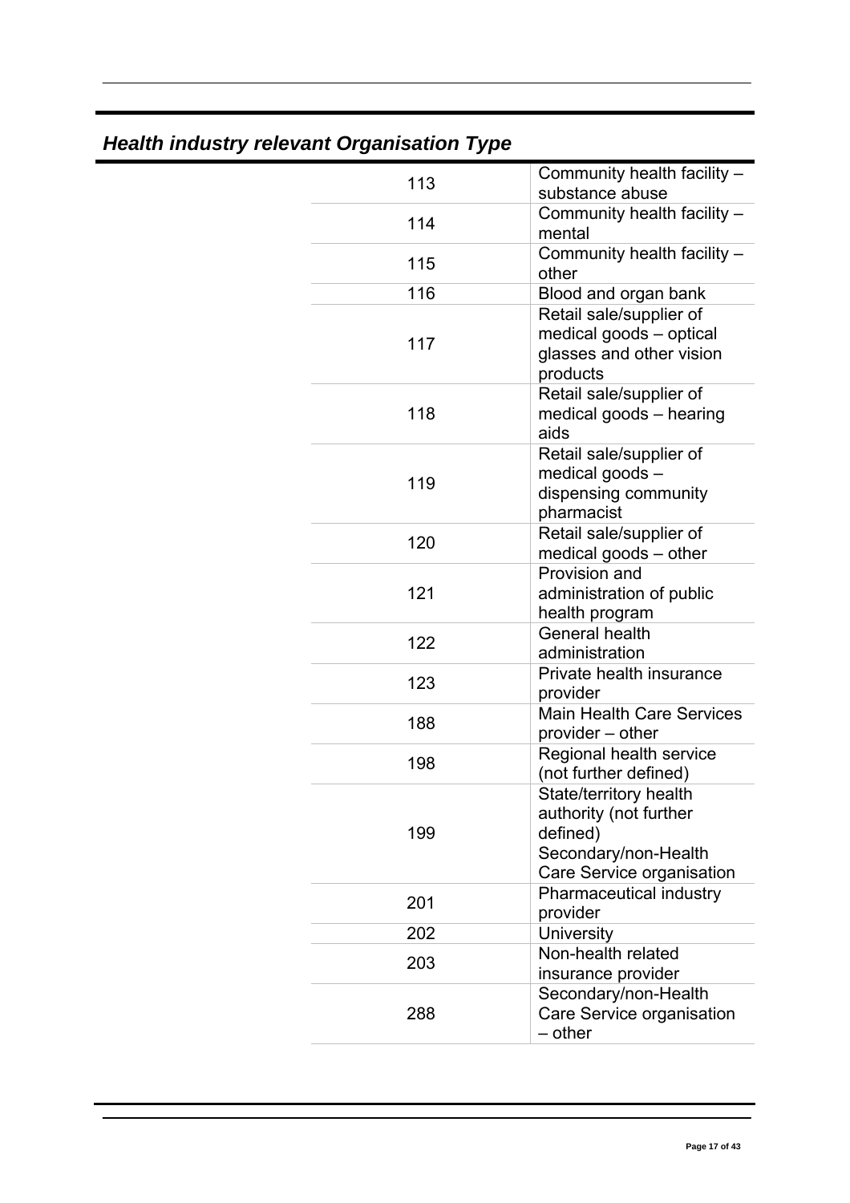## *Health industry relevant Organisation Type*

| | |
|---|---|
| 113 | Community health facility – substance abuse |
| 114 | Community health facility – mental |
| 115 | Community health facility – other |
| 116 | Blood and organ bank |
| 117 | Retail sale/supplier of medical goods – optical glasses and other vision products |
| 118 | Retail sale/supplier of medical goods – hearing aids |
| 119 | Retail sale/supplier of medical goods – dispensing community pharmacist |
| 120 | Retail sale/supplier of medical goods – other |
| 121 | Provision and administration of public health program |
| 122 | General health administration |
| 123 | Private health insurance provider |
| 188 | Main Health Care Services provider – other |
| 198 | Regional health service (not further defined) |
| 199 | State/territory health authority (not further defined) Secondary/non-Health Care Service organisation |
| 201 | Pharmaceutical industry provider |
| 202 | University |
| 203 | Non-health related insurance provider |
| 288 | Secondary/non-Health Care Service organisation – other |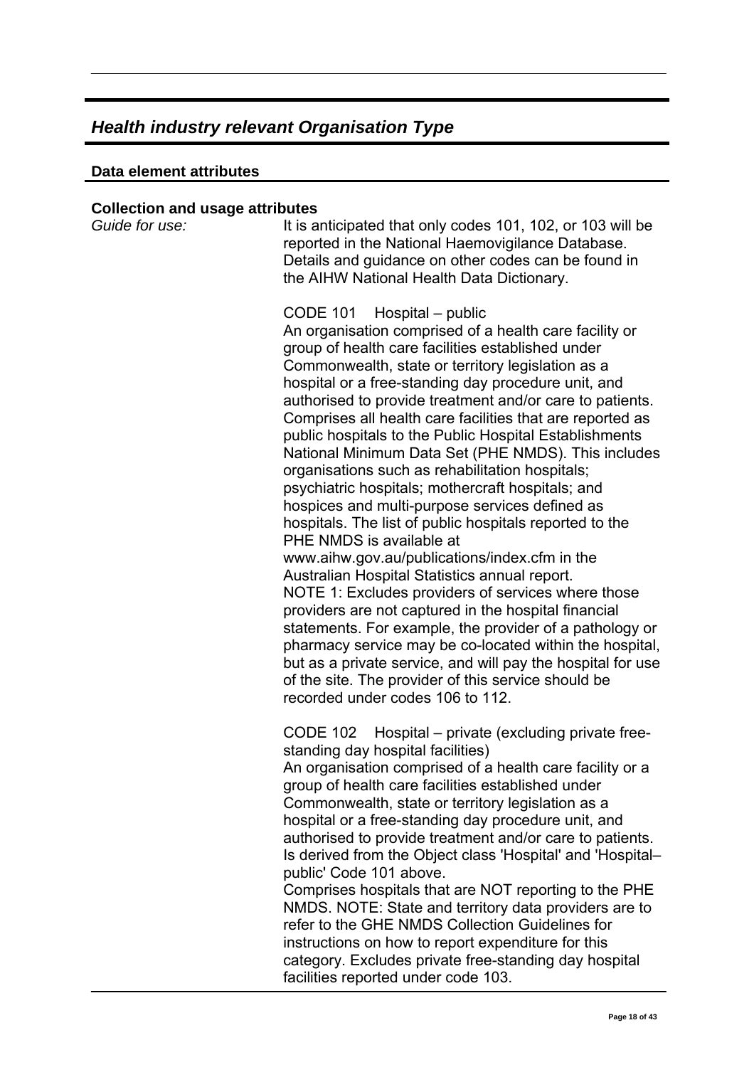## *Health industry relevant Organisation Type*

### Data element attributes

### Collection and usage attributes

*Guide for use:*

It is anticipated that only codes 101, 102, or 103 will be reported in the National Haemovigilance Database. Details and guidance on other codes can be found in the AIHW National Health Data Dictionary.

CODE 101 Hospital – public
An organisation comprised of a health care facility or group of health care facilities established under Commonwealth, state or territory legislation as a hospital or a free-standing day procedure unit, and authorised to provide treatment and/or care to patients. Comprises all health care facilities that are reported as public hospitals to the Public Hospital Establishments National Minimum Data Set (PHE NMDS). This includes organisations such as rehabilitation hospitals; psychiatric hospitals; mothercraft hospitals; and hospices and multi-purpose services defined as hospitals. The list of public hospitals reported to the PHE NMDS is available at www.aihw.gov.au/publications/index.cfm in the Australian Hospital Statistics annual report.
NOTE 1: Excludes providers of services where those providers are not captured in the hospital financial statements. For example, the provider of a pathology or pharmacy service may be co-located within the hospital, but as a private service, and will pay the hospital for use of the site. The provider of this service should be recorded under codes 106 to 112.

CODE 102 Hospital – private (excluding private free-standing day hospital facilities)
An organisation comprised of a health care facility or a group of health care facilities established under Commonwealth, state or territory legislation as a hospital or a free-standing day procedure unit, and authorised to provide treatment and/or care to patients. Is derived from the Object class 'Hospital' and 'Hospital–public' Code 101 above.
Comprises hospitals that are NOT reporting to the PHE NMDS. NOTE: State and territory data providers are to refer to the GHE NMDS Collection Guidelines for instructions on how to report expenditure for this category. Excludes private free-standing day hospital facilities reported under code 103.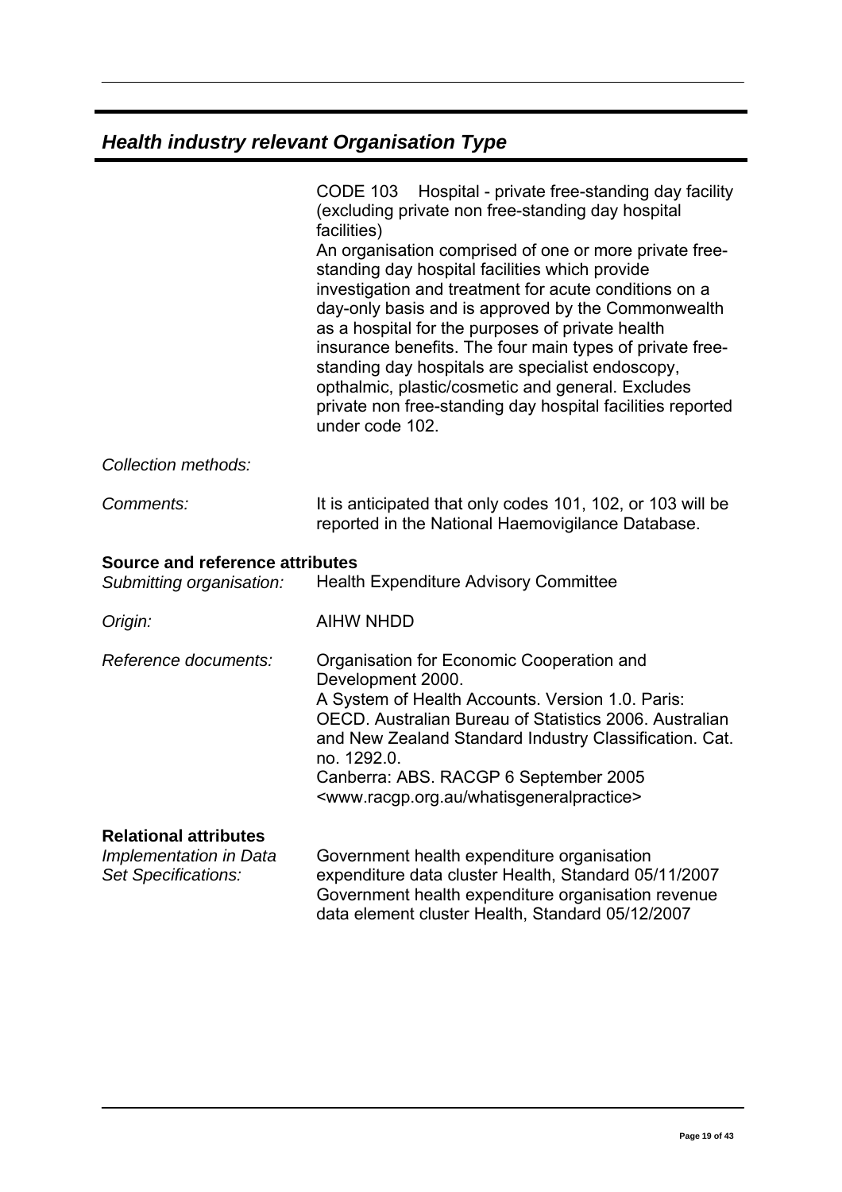## *Health industry relevant Organisation Type*

CODE 103 Hospital - private free-standing day facility (excluding private non free-standing day hospital facilities)
An organisation comprised of one or more private free-standing day hospital facilities which provide investigation and treatment for acute conditions on a day-only basis and is approved by the Commonwealth as a hospital for the purposes of private health insurance benefits. The four main types of private free-standing day hospitals are specialist endoscopy, opthalmic, plastic/cosmetic and general. Excludes private non free-standing day hospital facilities reported under code 102.

*Collection methods:*

*Comments:* It is anticipated that only codes 101, 102, or 103 will be reported in the National Haemovigilance Database.

**Source and reference attributes**

*Submitting organisation:* Health Expenditure Advisory Committee

*Origin:* AIHW NHDD

*Reference documents:* Organisation for Economic Cooperation and Development 2000.
A System of Health Accounts. Version 1.0. Paris: OECD. Australian Bureau of Statistics 2006. Australian and New Zealand Standard Industry Classification. Cat. no. 1292.0.
Canberra: ABS. RACGP 6 September 2005 <www.racgp.org.au/whatisgeneralpractice>

**Relational attributes**

*Implementation in Data Set Specifications:* Government health expenditure organisation expenditure data cluster Health, Standard 05/11/2007
Government health expenditure organisation revenue data element cluster Health, Standard 05/12/2007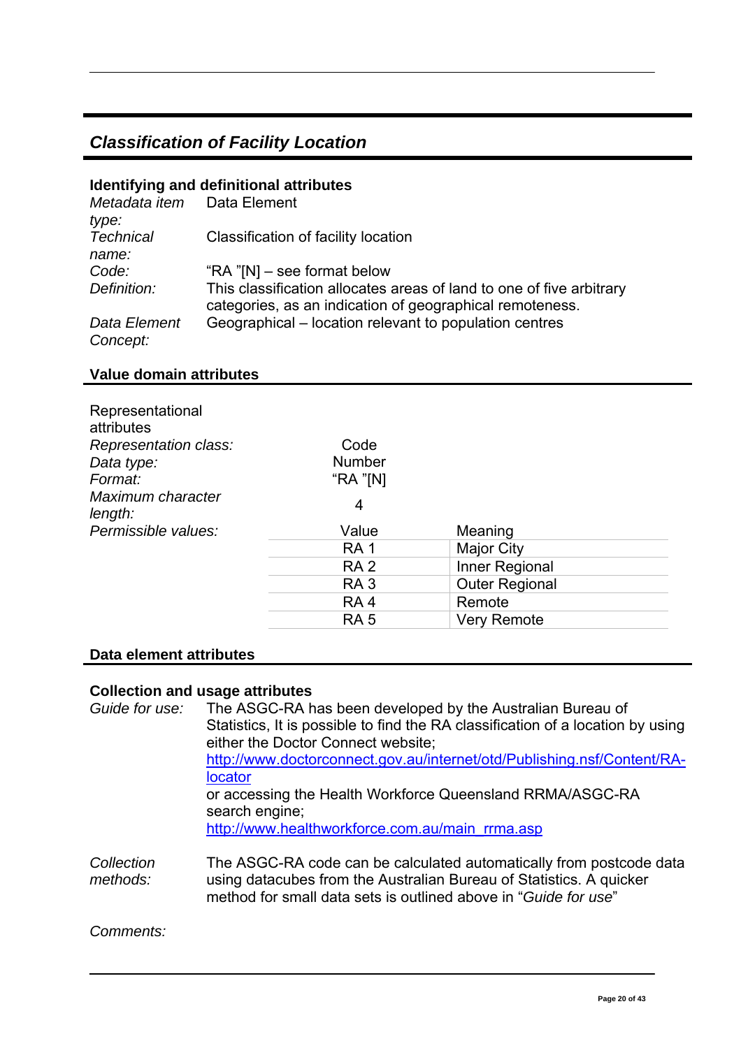## *Classification of Facility Location*

### Identifying and definitional attributes

| | |
|---|---|
| *Metadata item type:* | Data Element |
| *Technical name:* | Classification of facility location |
| *Code:* | "RA "[N] – see format below |
| *Definition:* | This classification allocates areas of land to one of five arbitrary categories, as an indication of geographical remoteness. |
| *Data Element Concept:* | Geographical – location relevant to population centres |

### Value domain attributes

Representational attributes

| | | |
|---|---|---|
| *Representation class:* | Code | |
| *Data type:* | Number | |
| *Format:* | "RA "[N] | |
| *Maximum character length:* | 4 | |
| *Permissible values:* | Value | Meaning |
| | RA 1 | Major City |
| | RA 2 | Inner Regional |
| | RA 3 | Outer Regional |
| | RA 4 | Remote |
| | RA 5 | Very Remote |

### Data element attributes

### Collection and usage attributes

*Guide for use:* The ASGC-RA has been developed by the Australian Bureau of Statistics, It is possible to find the RA classification of a location by using either the Doctor Connect website; http://www.doctorconnect.gov.au/internet/otd/Publishing.nsf/Content/RA-locator or accessing the Health Workforce Queensland RRMA/ASGC-RA search engine; http://www.healthworkforce.com.au/main_rrma.asp

*Collection methods:* The ASGC-RA code can be calculated automatically from postcode data using datacubes from the Australian Bureau of Statistics. A quicker method for small data sets is outlined above in "*Guide for use*"

*Comments:*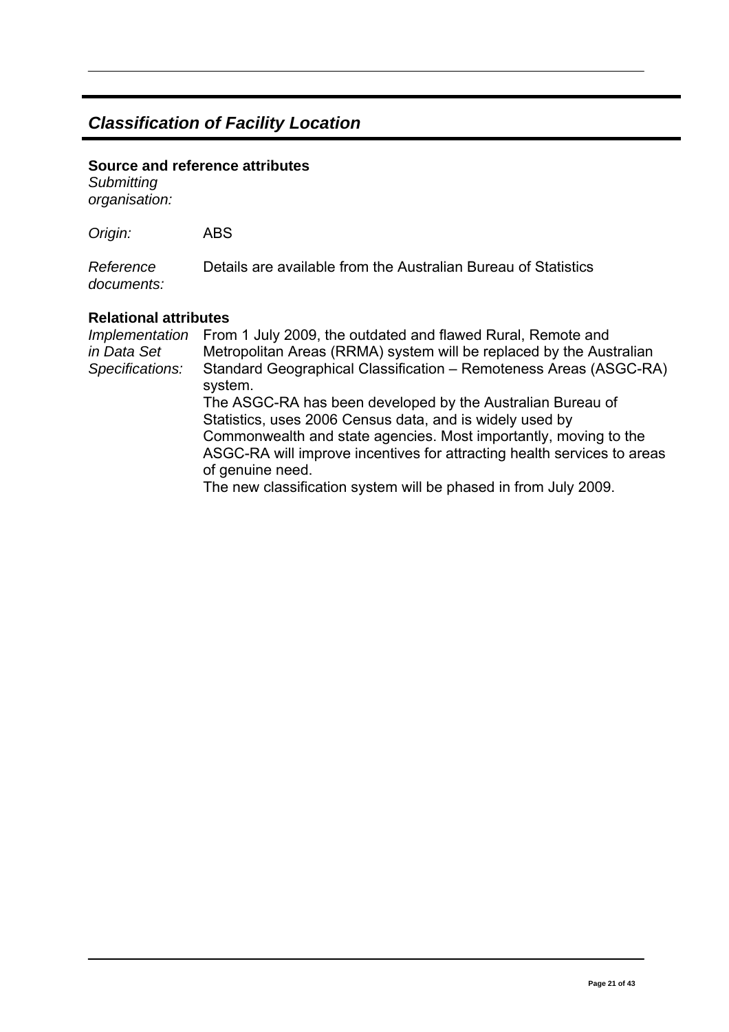## *Classification of Facility Location*

**Source and reference attributes**

*Submitting organisation:*

*Origin:* ABS

*Reference documents:* Details are available from the Australian Bureau of Statistics

**Relational attributes**

*Implementation in Data Set Specifications:* From 1 July 2009, the outdated and flawed Rural, Remote and Metropolitan Areas (RRMA) system will be replaced by the Australian Standard Geographical Classification – Remoteness Areas (ASGC-RA) system.

The ASGC-RA has been developed by the Australian Bureau of Statistics, uses 2006 Census data, and is widely used by Commonwealth and state agencies. Most importantly, moving to the ASGC-RA will improve incentives for attracting health services to areas of genuine need.

The new classification system will be phased in from July 2009.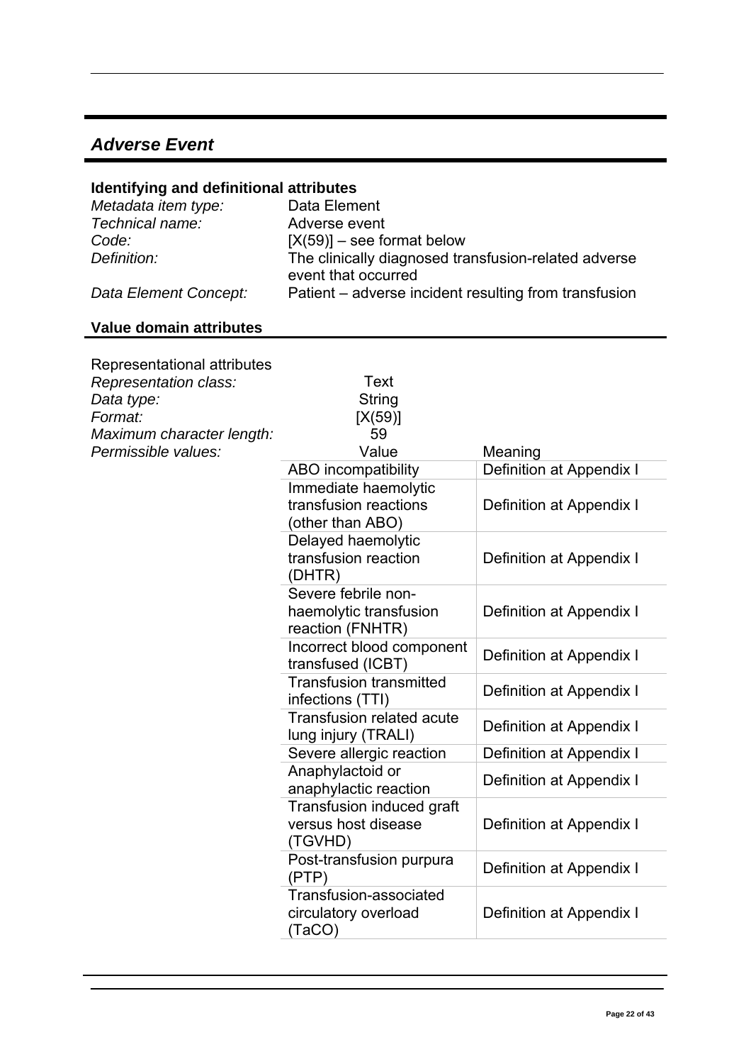## *Adverse Event*

### Identifying and definitional attributes

| | |
|---|---|
| *Metadata item type:* | Data Element |
| *Technical name:* | Adverse event |
| *Code:* | [X(59)] – see format below |
| *Definition:* | The clinically diagnosed transfusion-related adverse event that occurred |
| *Data Element Concept:* | Patient – adverse incident resulting from transfusion |

### Value domain attributes

Representational attributes

| | | |
|---|---|---|
| *Representation class:* | Text | |
| *Data type:* | String | |
| *Format:* | [X(59)] | |
| *Maximum character length:* | 59 | |
| *Permissible values:* | Value | Meaning |
| | ABO incompatibility | Definition at Appendix I |
| | Immediate haemolytic transfusion reactions (other than ABO) | Definition at Appendix I |
| | Delayed haemolytic transfusion reaction (DHTR) | Definition at Appendix I |
| | Severe febrile non-haemolytic transfusion reaction (FNHTR) | Definition at Appendix I |
| | Incorrect blood component transfused (ICBT) | Definition at Appendix I |
| | Transfusion transmitted infections (TTI) | Definition at Appendix I |
| | Transfusion related acute lung injury (TRALI) | Definition at Appendix I |
| | Severe allergic reaction | Definition at Appendix I |
| | Anaphylactoid or anaphylactic reaction | Definition at Appendix I |
| | Transfusion induced graft versus host disease (TGVHD) | Definition at Appendix I |
| | Post-transfusion purpura (PTP) | Definition at Appendix I |
| | Transfusion-associated circulatory overload (TaCO) | Definition at Appendix I |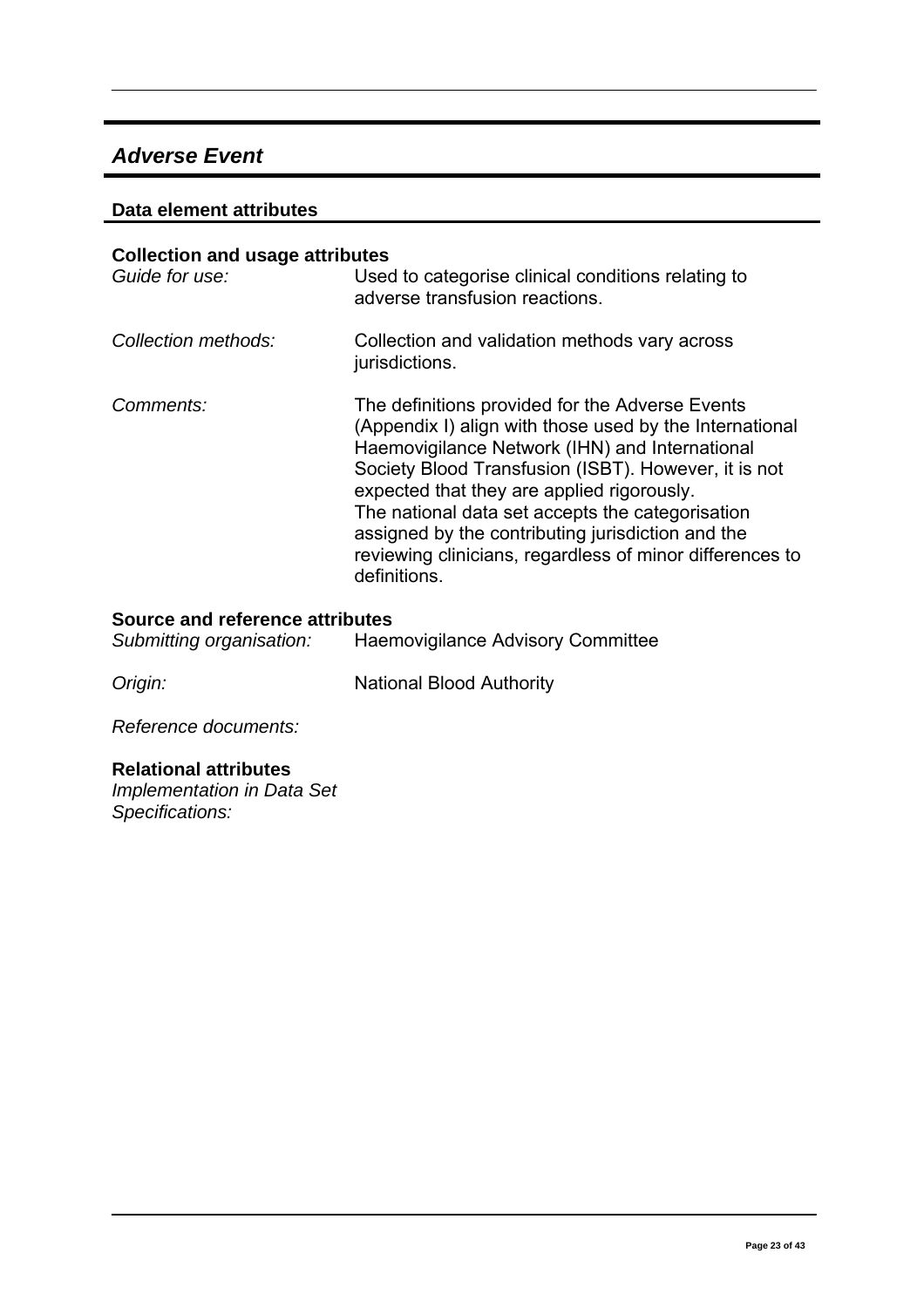## *Adverse Event*

### Data element attributes

#### Collection and usage attributes

*Guide for use:* Used to categorise clinical conditions relating to adverse transfusion reactions.

*Collection methods:* Collection and validation methods vary across jurisdictions.

*Comments:* The definitions provided for the Adverse Events (Appendix I) align with those used by the International Haemovigilance Network (IHN) and International Society Blood Transfusion (ISBT). However, it is not expected that they are applied rigorously.
The national data set accepts the categorisation assigned by the contributing jurisdiction and the reviewing clinicians, regardless of minor differences to definitions.

#### Source and reference attributes

*Submitting organisation:* Haemovigilance Advisory Committee

*Origin:* National Blood Authority

*Reference documents:*

#### Relational attributes

*Implementation in Data Set Specifications:*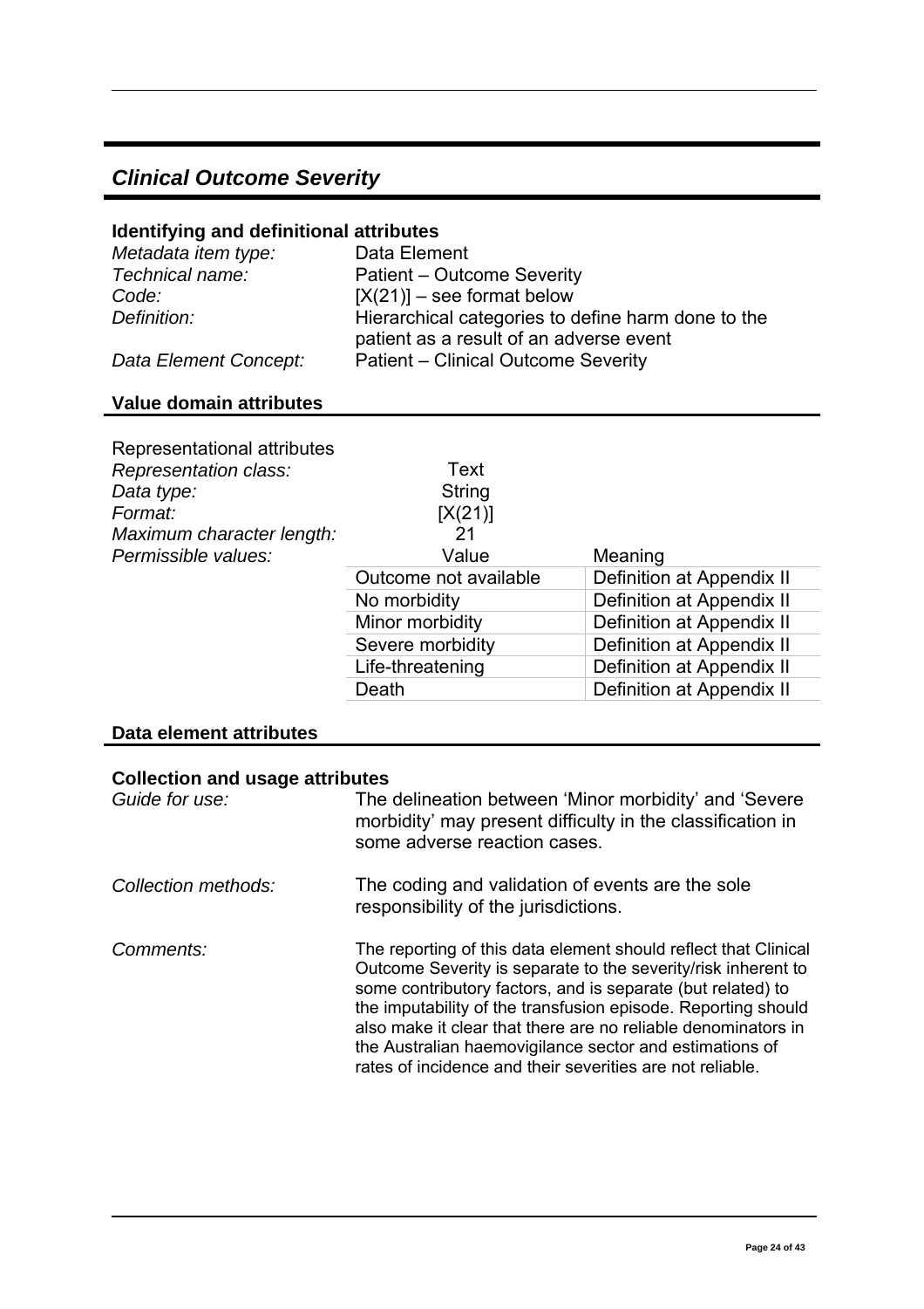## *Clinical Outcome Severity*

### Identifying and definitional attributes

| | |
|---|---|
| *Metadata item type:* | Data Element |
| *Technical name:* | Patient – Outcome Severity |
| *Code:* | [X(21)] – see format below |
| *Definition:* | Hierarchical categories to define harm done to the patient as a result of an adverse event |
| *Data Element Concept:* | Patient – Clinical Outcome Severity |

### Value domain attributes

Representational attributes

| | | |
|---|---|---|
| *Representation class:* | Text | |
| *Data type:* | String | |
| *Format:* | [X(21)] | |
| *Maximum character length:* | 21 | |
| *Permissible values:* | Value | Meaning |
| | Outcome not available | Definition at Appendix II |
| | No morbidity | Definition at Appendix II |
| | Minor morbidity | Definition at Appendix II |
| | Severe morbidity | Definition at Appendix II |
| | Life-threatening | Definition at Appendix II |
| | Death | Definition at Appendix II |

### Data element attributes

### Collection and usage attributes

| | |
|---|---|
| *Guide for use:* | The delineation between 'Minor morbidity' and 'Severe morbidity' may present difficulty in the classification in some adverse reaction cases. |
| *Collection methods:* | The coding and validation of events are the sole responsibility of the jurisdictions. |
| *Comments:* | The reporting of this data element should reflect that Clinical Outcome Severity is separate to the severity/risk inherent to some contributory factors, and is separate (but related) to the imputability of the transfusion episode. Reporting should also make it clear that there are no reliable denominators in the Australian haemovigilance sector and estimations of rates of incidence and their severities are not reliable. |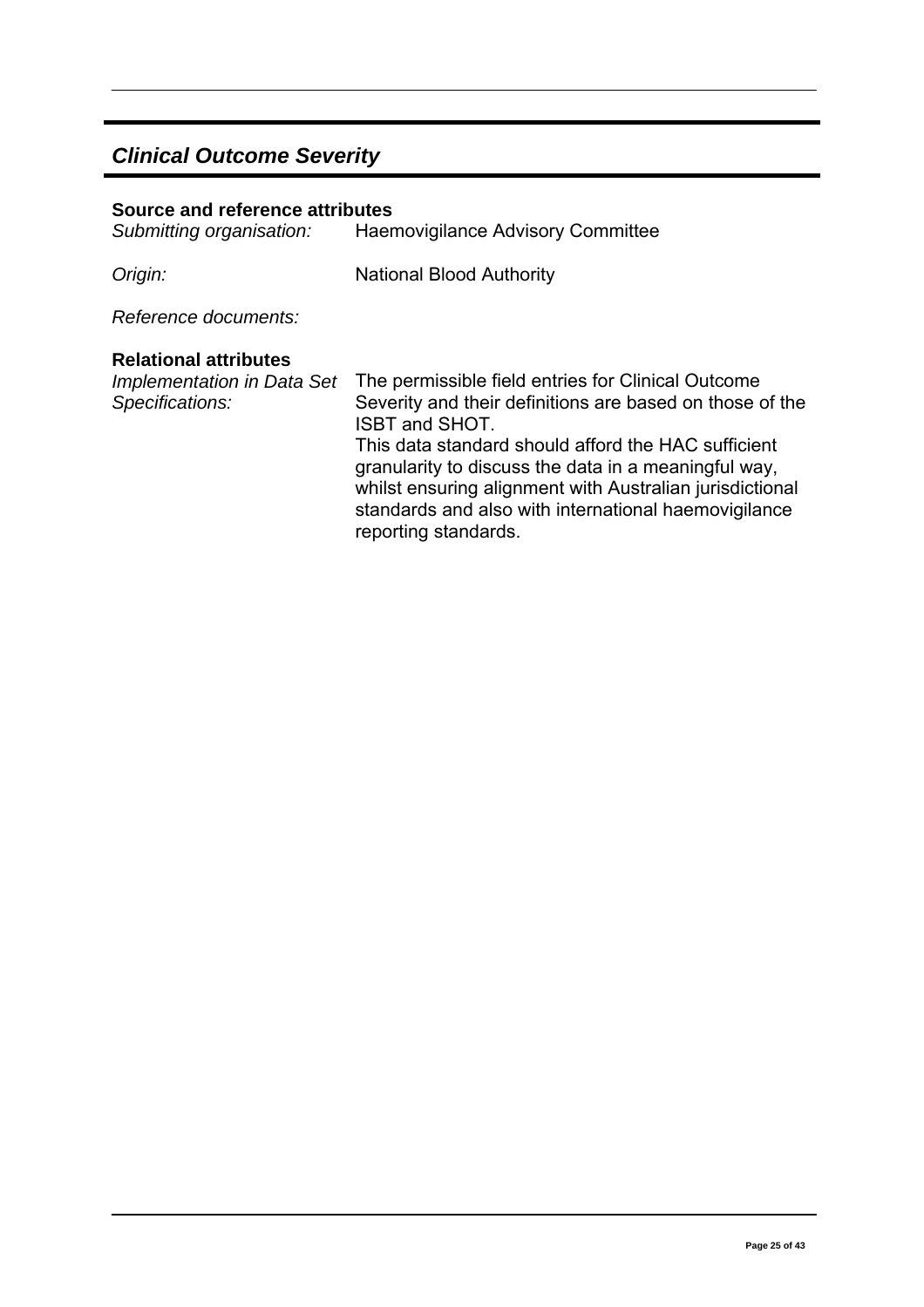## *Clinical Outcome Severity*

**Source and reference attributes**

*Submitting organisation:* Haemovigilance Advisory Committee

*Origin:* National Blood Authority

*Reference documents:*

**Relational attributes**

*Implementation in Data Set Specifications:* The permissible field entries for Clinical Outcome Severity and their definitions are based on those of the ISBT and SHOT.
This data standard should afford the HAC sufficient granularity to discuss the data in a meaningful way, whilst ensuring alignment with Australian jurisdictional standards and also with international haemovigilance reporting standards.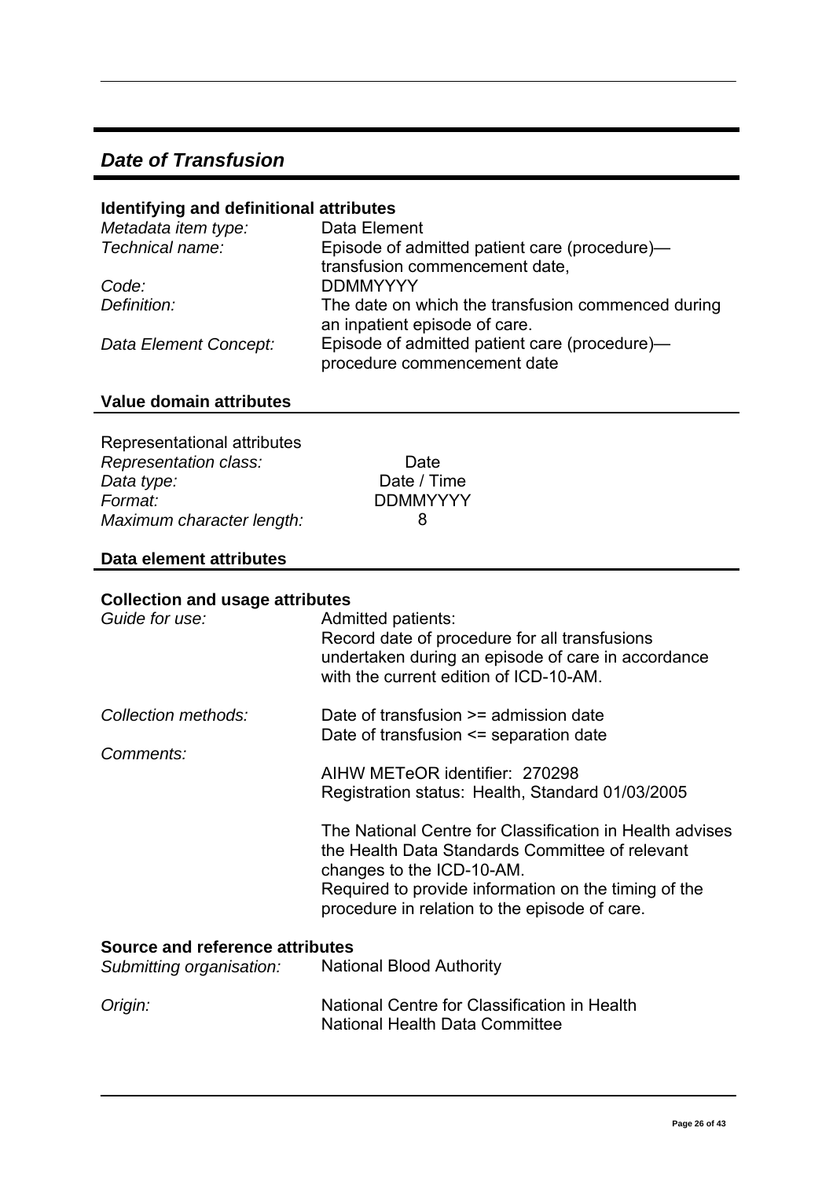## *Date of Transfusion*

### Identifying and definitional attributes

| | |
|---|---|
| *Metadata item type:* | Data Element |
| *Technical name:* | Episode of admitted patient care (procedure)—transfusion commencement date, |
| *Code:* | DDMMYYYY |
| *Definition:* | The date on which the transfusion commenced during an inpatient episode of care. |
| *Data Element Concept:* | Episode of admitted patient care (procedure)—procedure commencement date |

### Value domain attributes

Representational attributes

| | |
|---|---|
| *Representation class:* | Date |
| *Data type:* | Date / Time |
| *Format:* | DDMMYYYY |
| *Maximum character length:* | 8 |

### Data element attributes

### Collection and usage attributes

| | |
|---|---|
| *Guide for use:* | Admitted patients:<br>Record date of procedure for all transfusions undertaken during an episode of care in accordance with the current edition of ICD-10-AM. |
| *Collection methods:* | Date of transfusion >= admission date<br>Date of transfusion <= separation date |
| *Comments:* | AIHW METeOR identifier: 270298<br>Registration status: Health, Standard 01/03/2005<br><br>The National Centre for Classification in Health advises the Health Data Standards Committee of relevant changes to the ICD-10-AM.<br>Required to provide information on the timing of the procedure in relation to the episode of care. |

### Source and reference attributes

| | |
|---|---|
| *Submitting organisation:* | National Blood Authority |
| *Origin:* | National Centre for Classification in Health<br>National Health Data Committee |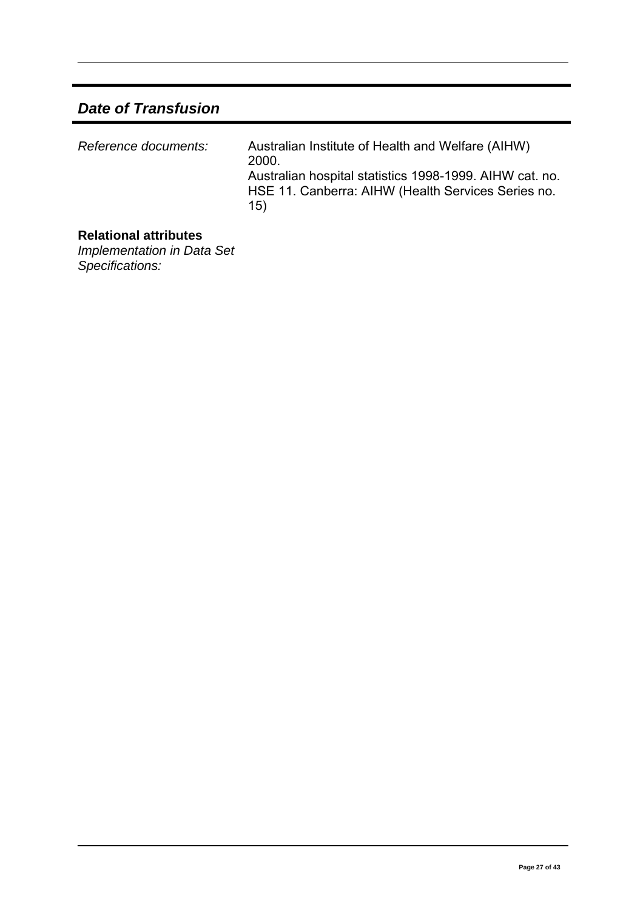## *Date of Transfusion*

| | |
|---|---|
| *Reference documents:* | Australian Institute of Health and Welfare (AIHW) 2000. Australian hospital statistics 1998-1999. AIHW cat. no. HSE 11. Canberra: AIHW (Health Services Series no. 15) |

**Relational attributes**

*Implementation in Data Set Specifications:*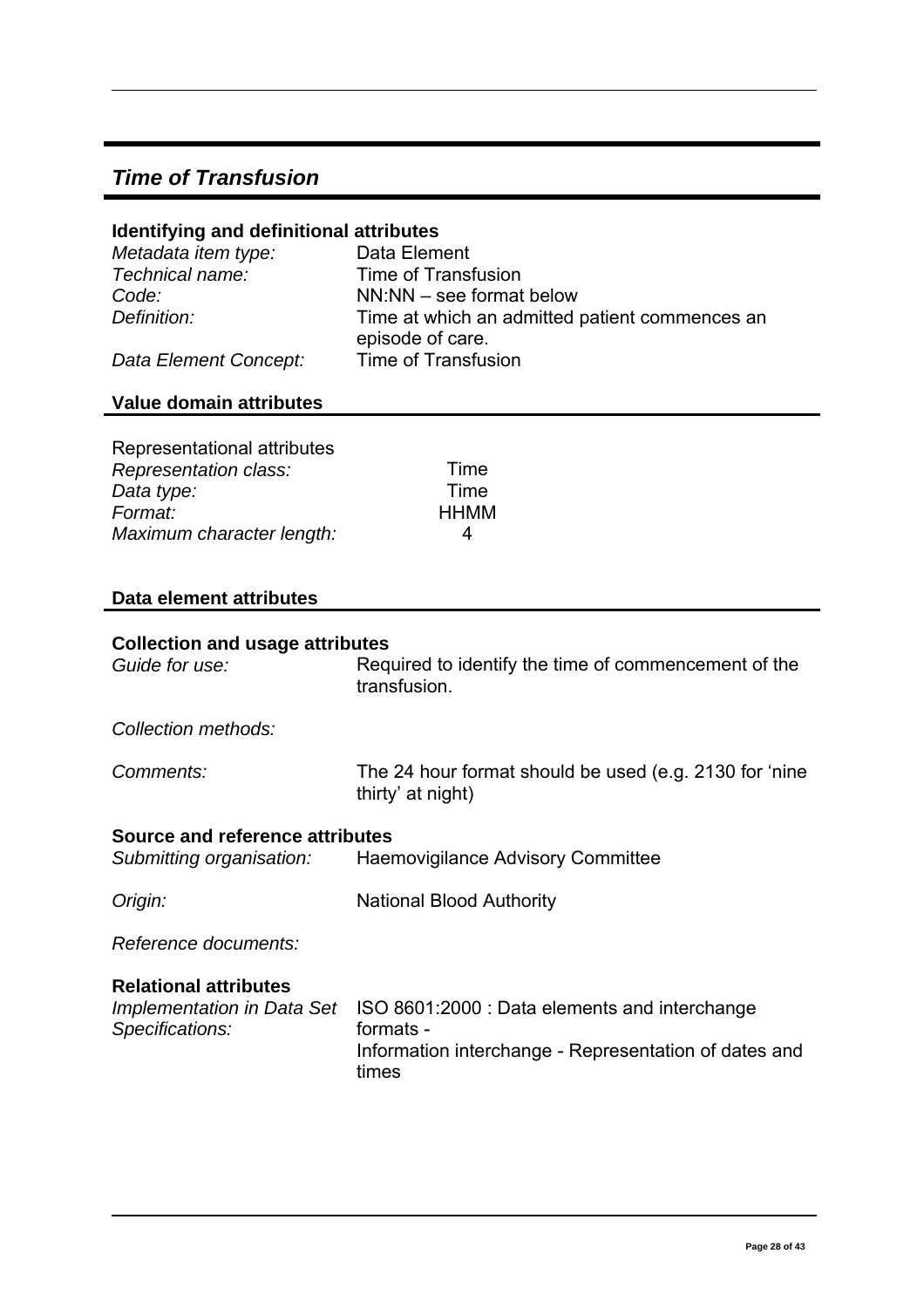## *Time of Transfusion*

### Identifying and definitional attributes

| | |
|---|---|
| *Metadata item type:* | Data Element |
| *Technical name:* | Time of Transfusion |
| *Code:* | NN:NN – see format below |
| *Definition:* | Time at which an admitted patient commences an episode of care. |
| *Data Element Concept:* | Time of Transfusion |

### Value domain attributes

Representational attributes

| | |
|---|---|
| *Representation class:* | Time |
| *Data type:* | Time |
| *Format:* | HHMM |
| *Maximum character length:* | 4 |

### Data element attributes

#### Collection and usage attributes

| | |
|---|---|
| *Guide for use:* | Required to identify the time of commencement of the transfusion. |
| *Collection methods:* | |
| *Comments:* | The 24 hour format should be used (e.g. 2130 for 'nine thirty' at night) |

#### Source and reference attributes

| | |
|---|---|
| *Submitting organisation:* | Haemovigilance Advisory Committee |
| *Origin:* | National Blood Authority |
| *Reference documents:* | |

#### Relational attributes

| | |
|---|---|
| *Implementation in Data Set Specifications:* | ISO 8601:2000 : Data elements and interchange formats - Information interchange - Representation of dates and times |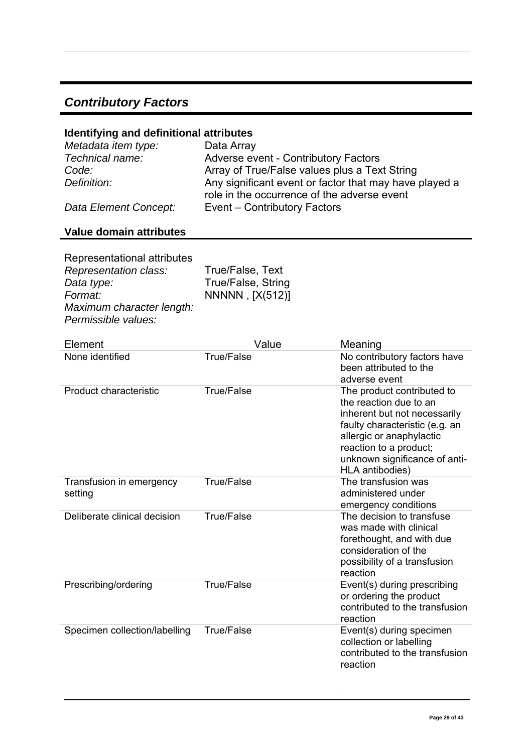## *Contributory Factors*

### Identifying and definitional attributes

| | |
|---|---|
| *Metadata item type:* | Data Array |
| *Technical name:* | Adverse event - Contributory Factors |
| *Code:* | Array of True/False values plus a Text String |
| *Definition:* | Any significant event or factor that may have played a role in the occurrence of the adverse event |
| *Data Element Concept:* | Event – Contributory Factors |

### Value domain attributes

Representational attributes

| | |
|---|---|
| *Representation class:* | True/False, Text |
| *Data type:* | True/False, String |
| *Format:* | NNNNN , [X(512)] |
| *Maximum character length:* | |
| *Permissible values:* | |

| Element | Value | Meaning |
|---|---|---|
| None identified | True/False | No contributory factors have been attributed to the adverse event |
| Product characteristic | True/False | The product contributed to the reaction due to an inherent but not necessarily faulty characteristic (e.g. an allergic or anaphylactic reaction to a product; unknown significance of anti-HLA antibodies) |
| Transfusion in emergency setting | True/False | The transfusion was administered under emergency conditions |
| Deliberate clinical decision | True/False | The decision to transfuse was made with clinical forethought, and with due consideration of the possibility of a transfusion reaction |
| Prescribing/ordering | True/False | Event(s) during prescribing or ordering the product contributed to the transfusion reaction |
| Specimen collection/labelling | True/False | Event(s) during specimen collection or labelling contributed to the transfusion reaction |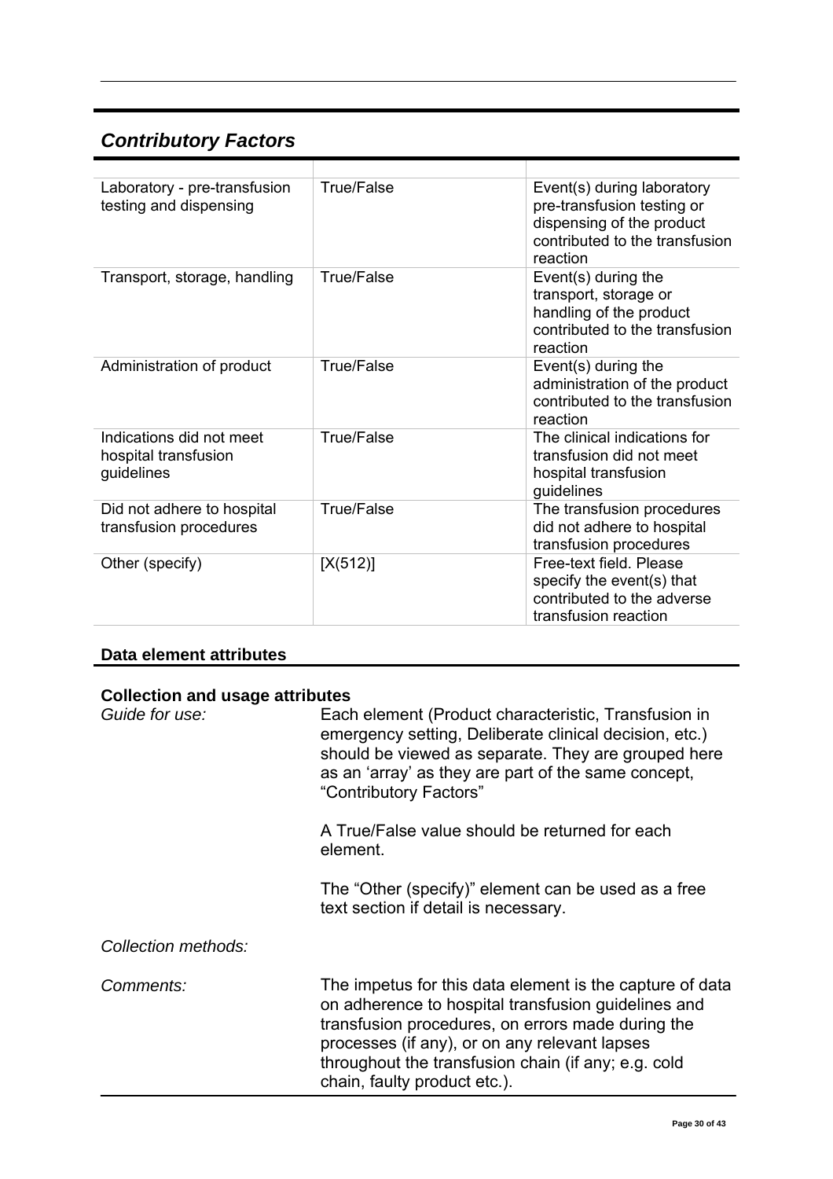## *Contributory Factors*

| | | |
|---|---|---|
| Laboratory - pre-transfusion testing and dispensing | True/False | Event(s) during laboratory pre-transfusion testing or dispensing of the product contributed to the transfusion reaction |
| Transport, storage, handling | True/False | Event(s) during the transport, storage or handling of the product contributed to the transfusion reaction |
| Administration of product | True/False | Event(s) during the administration of the product contributed to the transfusion reaction |
| Indications did not meet hospital transfusion guidelines | True/False | The clinical indications for transfusion did not meet hospital transfusion guidelines |
| Did not adhere to hospital transfusion procedures | True/False | The transfusion procedures did not adhere to hospital transfusion procedures |
| Other (specify) | [X(512)] | Free-text field. Please specify the event(s) that contributed to the adverse transfusion reaction |

### Data element attributes

### Collection and usage attributes

*Guide for use:* Each element (Product characteristic, Transfusion in emergency setting, Deliberate clinical decision, etc.) should be viewed as separate. They are grouped here as an 'array' as they are part of the same concept, "Contributory Factors"

A True/False value should be returned for each element.

The "Other (specify)" element can be used as a free text section if detail is necessary.

*Collection methods:*

*Comments:* The impetus for this data element is the capture of data on adherence to hospital transfusion guidelines and transfusion procedures, on errors made during the processes (if any), or on any relevant lapses throughout the transfusion chain (if any; e.g. cold chain, faulty product etc.).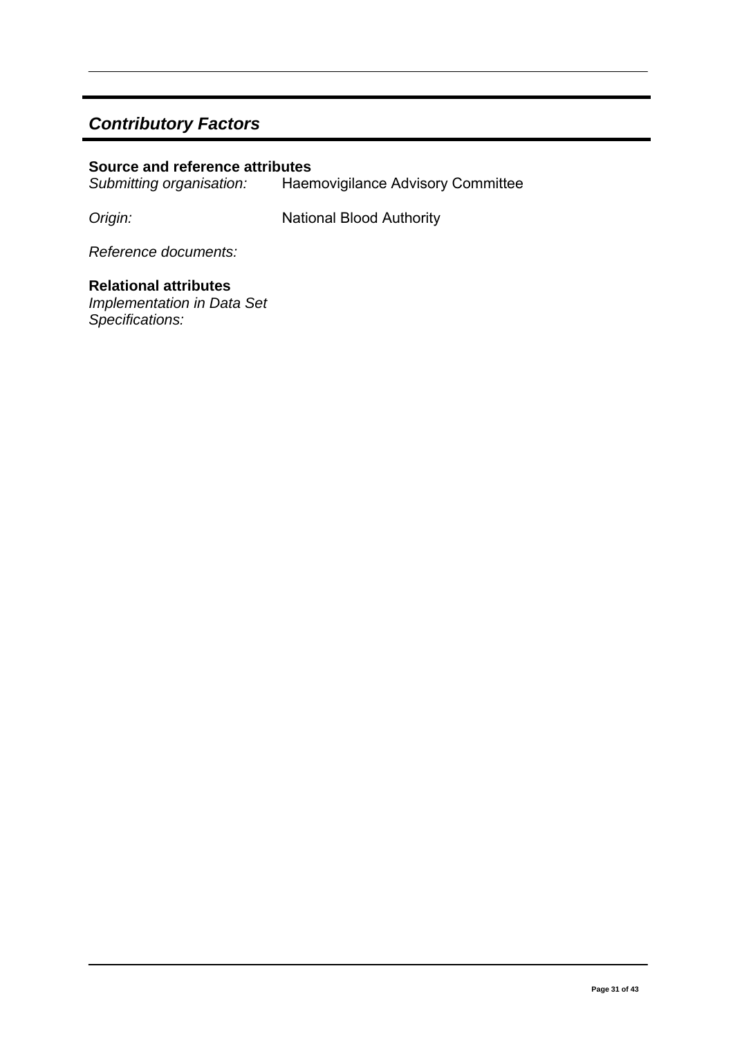## *Contributory Factors*

**Source and reference attributes**

*Submitting organisation:* Haemovigilance Advisory Committee

*Origin:* National Blood Authority

*Reference documents:*

**Relational attributes**

*Implementation in Data Set Specifications:*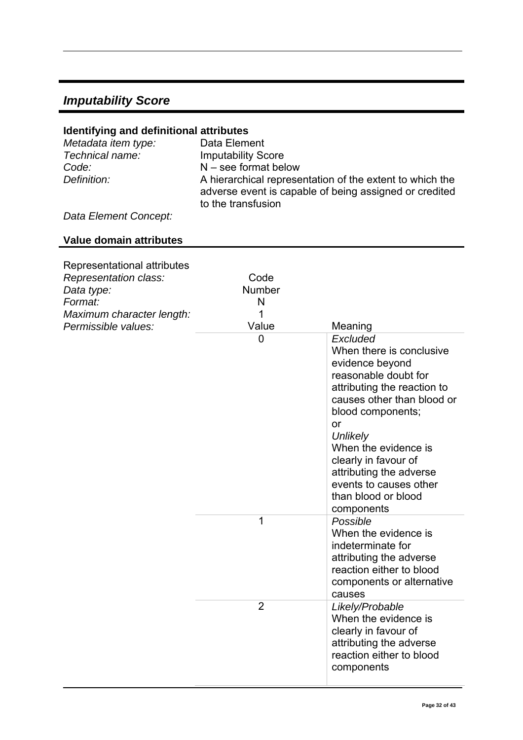## *Imputability Score*

### Identifying and definitional attributes

| | |
|---|---|
| *Metadata item type:* | Data Element |
| *Technical name:* | Imputability Score |
| *Code:* | N – see format below |
| *Definition:* | A hierarchical representation of the extent to which the adverse event is capable of being assigned or credited to the transfusion |
| *Data Element Concept:* | |

### Value domain attributes

Representational attributes

| | | |
|---|---|---|
| *Representation class:* | Code | |
| *Data type:* | Number | |
| *Format:* | N | |
| *Maximum character length:* | 1 | |
| *Permissible values:* | Value | Meaning |
| | 0 | *Excluded*<br>When there is conclusive evidence beyond reasonable doubt for attributing the reaction to causes other than blood or blood components;<br>or<br>*Unlikely*<br>When the evidence is clearly in favour of attributing the adverse events to causes other than blood or blood components |
| | 1 | *Possible*<br>When the evidence is indeterminate for attributing the adverse reaction either to blood components or alternative causes |
| | 2 | *Likely/Probable*<br>When the evidence is clearly in favour of attributing the adverse reaction either to blood components |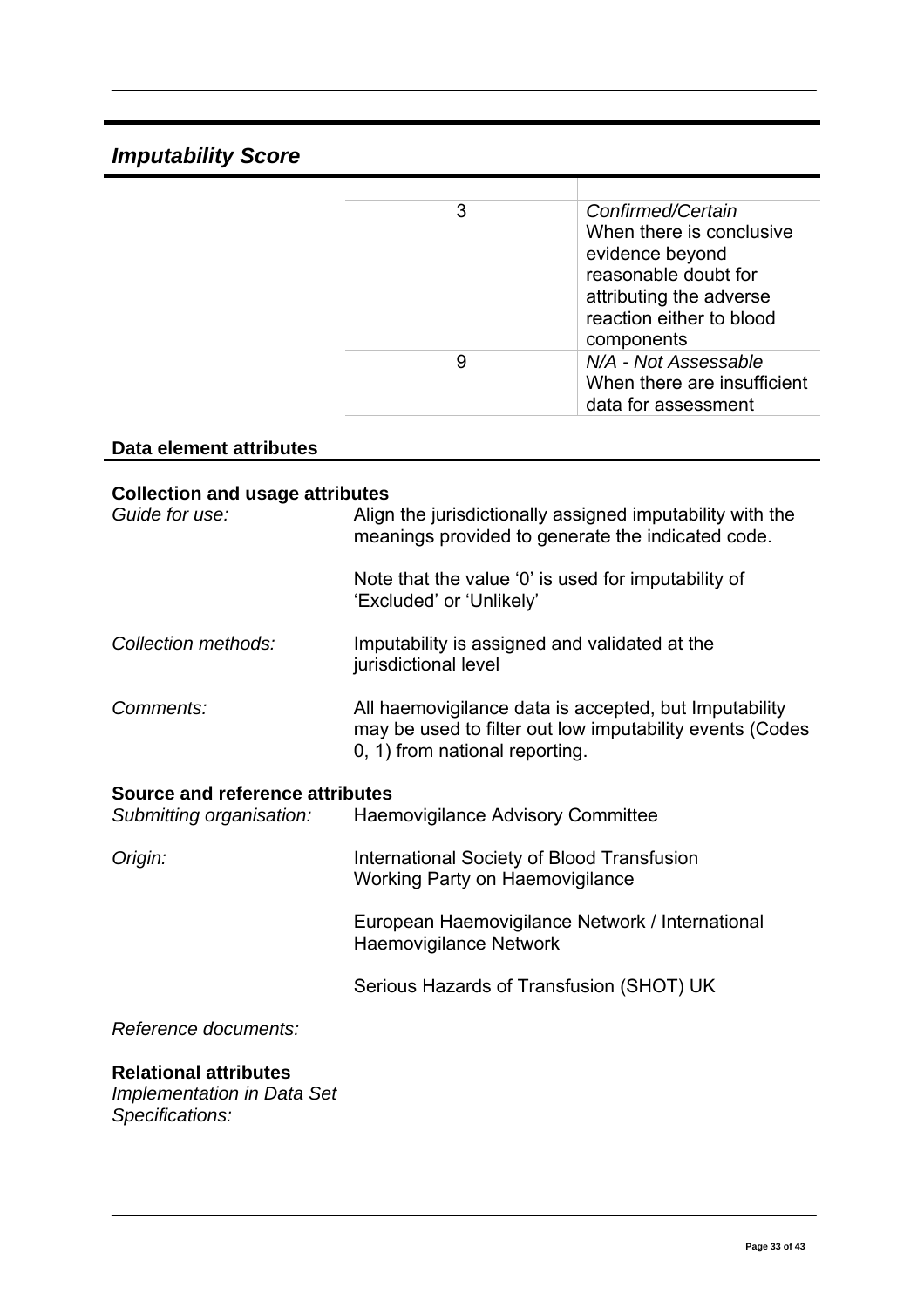## *Imputability Score*

| | |
|---|---|
| 3 | *Confirmed/Certain* When there is conclusive evidence beyond reasonable doubt for attributing the adverse reaction either to blood components |
| 9 | *N/A - Not Assessable* When there are insufficient data for assessment |

### Data element attributes

**Collection and usage attributes**

*Guide for use:* Align the jurisdictionally assigned imputability with the meanings provided to generate the indicated code.

Note that the value '0' is used for imputability of 'Excluded' or 'Unlikely'

*Collection methods:* Imputability is assigned and validated at the jurisdictional level

*Comments:* All haemovigilance data is accepted, but Imputability may be used to filter out low imputability events (Codes 0, 1) from national reporting.

**Source and reference attributes**

*Submitting organisation:* Haemovigilance Advisory Committee

*Origin:* International Society of Blood Transfusion Working Party on Haemovigilance

European Haemovigilance Network / International Haemovigilance Network

Serious Hazards of Transfusion (SHOT) UK

*Reference documents:*

**Relational attributes**

*Implementation in Data Set Specifications:*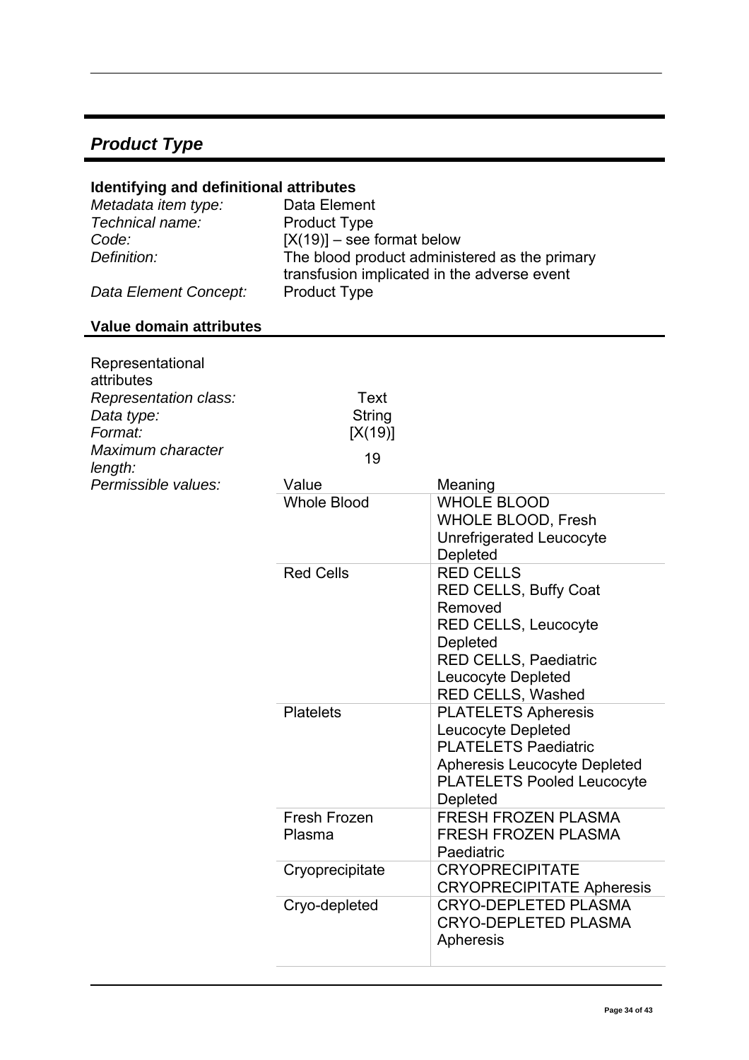## *Product Type*

### Identifying and definitional attributes

| | |
|---|---|
| *Metadata item type:* | Data Element |
| *Technical name:* | Product Type |
| *Code:* | [X(19)] – see format below |
| *Definition:* | The blood product administered as the primary transfusion implicated in the adverse event |
| *Data Element Concept:* | Product Type |

### Value domain attributes

Representational attributes

| | |
|---|---|
| *Representation class:* | Text |
| *Data type:* | String |
| *Format:* | [X(19)] |
| *Maximum character length:* | 19 |

*Permissible values:*

| Value | Meaning |
|---|---|
| Whole Blood | WHOLE BLOOD<br>WHOLE BLOOD, Fresh Unrefrigerated Leucocyte Depleted |
| Red Cells | RED CELLS<br>RED CELLS, Buffy Coat Removed<br>RED CELLS, Leucocyte Depleted<br>RED CELLS, Paediatric Leucocyte Depleted<br>RED CELLS, Washed |
| Platelets | PLATELETS Apheresis Leucocyte Depleted<br>PLATELETS Paediatric Apheresis Leucocyte Depleted<br>PLATELETS Pooled Leucocyte Depleted |
| Fresh Frozen Plasma | FRESH FROZEN PLASMA<br>FRESH FROZEN PLASMA Paediatric |
| Cryoprecipitate | CRYOPRECIPITATE<br>CRYOPRECIPITATE Apheresis |
| Cryo-depleted | CRYO-DEPLETED PLASMA<br>CRYO-DEPLETED PLASMA Apheresis |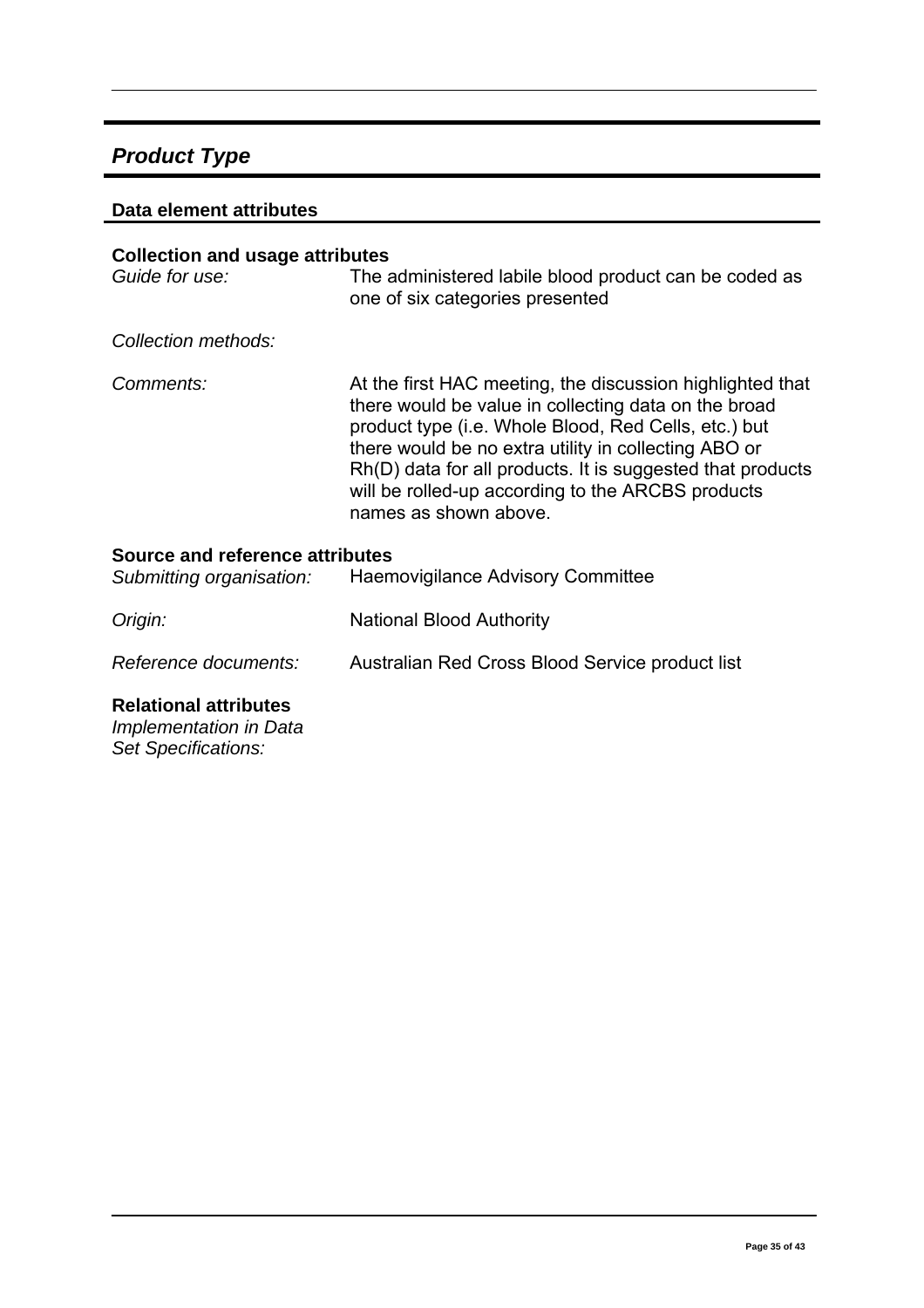## *Product Type*

### Data element attributes

**Collection and usage attributes**

*Guide for use:* The administered labile blood product can be coded as one of six categories presented

*Collection methods:*

*Comments:* At the first HAC meeting, the discussion highlighted that there would be value in collecting data on the broad product type (i.e. Whole Blood, Red Cells, etc.) but there would be no extra utility in collecting ABO or Rh(D) data for all products. It is suggested that products will be rolled-up according to the ARCBS products names as shown above.

**Source and reference attributes**

*Submitting organisation:* Haemovigilance Advisory Committee

*Origin:* National Blood Authority

*Reference documents:* Australian Red Cross Blood Service product list

**Relational attributes**

*Implementation in Data Set Specifications:*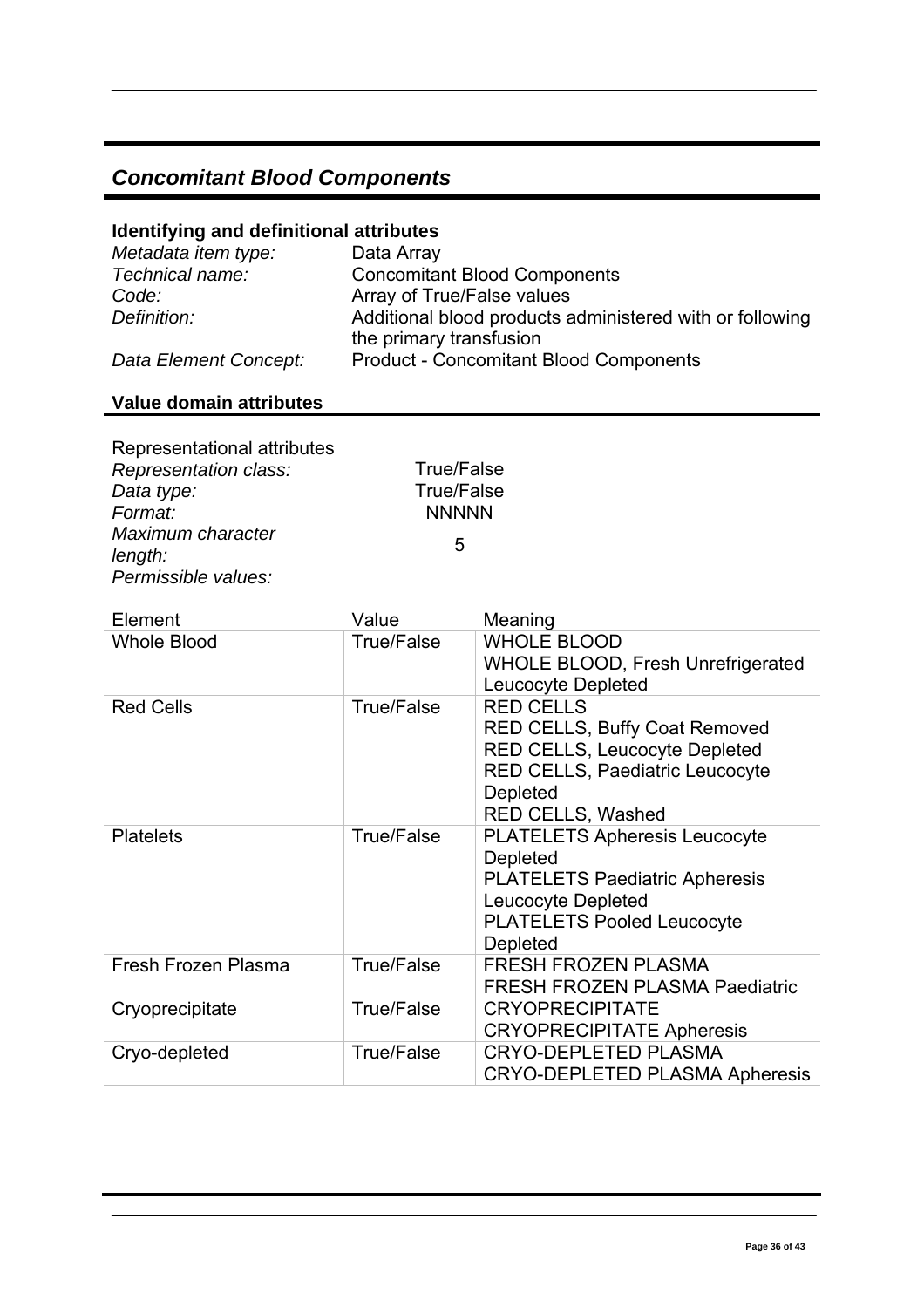## *Concomitant Blood Components*

### Identifying and definitional attributes

| | |
|---|---|
| *Metadata item type:* | Data Array |
| *Technical name:* | Concomitant Blood Components |
| *Code:* | Array of True/False values |
| *Definition:* | Additional blood products administered with or following the primary transfusion |
| *Data Element Concept:* | Product - Concomitant Blood Components |

### Value domain attributes

Representational attributes

| | |
|---|---|
| *Representation class:* | True/False |
| *Data type:* | True/False |
| *Format:* | NNNNN |
| *Maximum character length:* | 5 |
| *Permissible values:* | |

| Element | Value | Meaning |
|---|---|---|
| Whole Blood | True/False | WHOLE BLOOD<br>WHOLE BLOOD, Fresh Unrefrigerated Leucocyte Depleted |
| Red Cells | True/False | RED CELLS<br>RED CELLS, Buffy Coat Removed<br>RED CELLS, Leucocyte Depleted<br>RED CELLS, Paediatric Leucocyte Depleted<br>RED CELLS, Washed |
| Platelets | True/False | PLATELETS Apheresis Leucocyte Depleted<br>PLATELETS Paediatric Apheresis Leucocyte Depleted<br>PLATELETS Pooled Leucocyte Depleted |
| Fresh Frozen Plasma | True/False | FRESH FROZEN PLASMA<br>FRESH FROZEN PLASMA Paediatric |
| Cryoprecipitate | True/False | CRYOPRECIPITATE<br>CRYOPRECIPITATE Apheresis |
| Cryo-depleted | True/False | CRYO-DEPLETED PLASMA<br>CRYO-DEPLETED PLASMA Apheresis |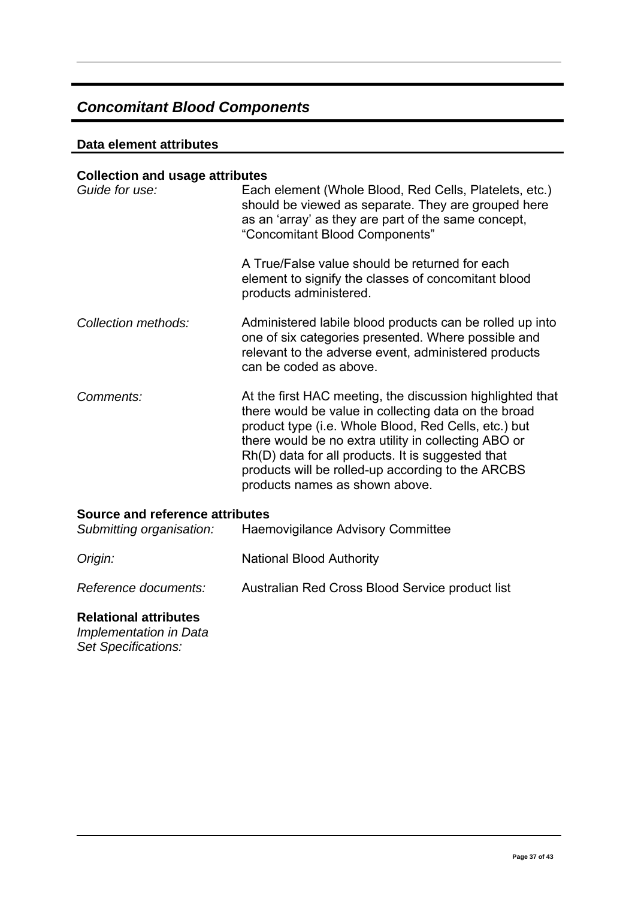## *Concomitant Blood Components*

### Data element attributes

#### Collection and usage attributes

| | |
|---|---|
| *Guide for use:* | Each element (Whole Blood, Red Cells, Platelets, etc.) should be viewed as separate. They are grouped here as an 'array' as they are part of the same concept, "Concomitant Blood Components"<br><br>A True/False value should be returned for each element to signify the classes of concomitant blood products administered. |
| *Collection methods:* | Administered labile blood products can be rolled up into one of six categories presented. Where possible and relevant to the adverse event, administered products can be coded as above. |
| *Comments:* | At the first HAC meeting, the discussion highlighted that there would be value in collecting data on the broad product type (i.e. Whole Blood, Red Cells, etc.) but there would be no extra utility in collecting ABO or Rh(D) data for all products. It is suggested that products will be rolled-up according to the ARCBS products names as shown above. |

#### Source and reference attributes

| | |
|---|---|
| *Submitting organisation:* | Haemovigilance Advisory Committee |
| *Origin:* | National Blood Authority |
| *Reference documents:* | Australian Red Cross Blood Service product list |

#### Relational attributes

*Implementation in Data Set Specifications:*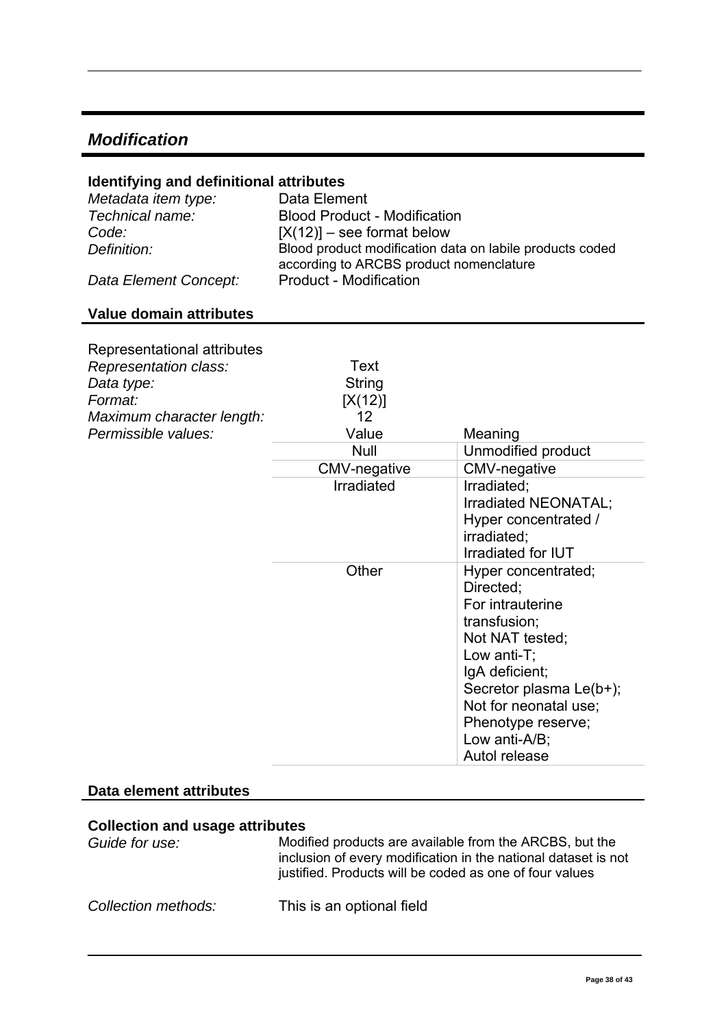## *Modification*

### Identifying and definitional attributes

| | |
|---|---|
| *Metadata item type:* | Data Element |
| *Technical name:* | Blood Product - Modification |
| *Code:* | [X(12)] – see format below |
| *Definition:* | Blood product modification data on labile products coded according to ARCBS product nomenclature |
| *Data Element Concept:* | Product - Modification |

### Value domain attributes

Representational attributes

| | | |
|---|---|---|
| *Representation class:* | Text | |
| *Data type:* | String | |
| *Format:* | [X(12)] | |
| *Maximum character length:* | 12 | |
| *Permissible values:* | Value | Meaning |
| | Null | Unmodified product |
| | CMV-negative | CMV-negative |
| | Irradiated | Irradiated; Irradiated NEONATAL; Hyper concentrated / irradiated; Irradiated for IUT |
| | Other | Hyper concentrated; Directed; For intrauterine transfusion; Not NAT tested; Low anti-T; IgA deficient; Secretor plasma Le(b+); Not for neonatal use; Phenotype reserve; Low anti-A/B; Autol release |

### Data element attributes

### Collection and usage attributes

| | |
|---|---|
| *Guide for use:* | Modified products are available from the ARCBS, but the inclusion of every modification in the national dataset is not justified. Products will be coded as one of four values |
| *Collection methods:* | This is an optional field |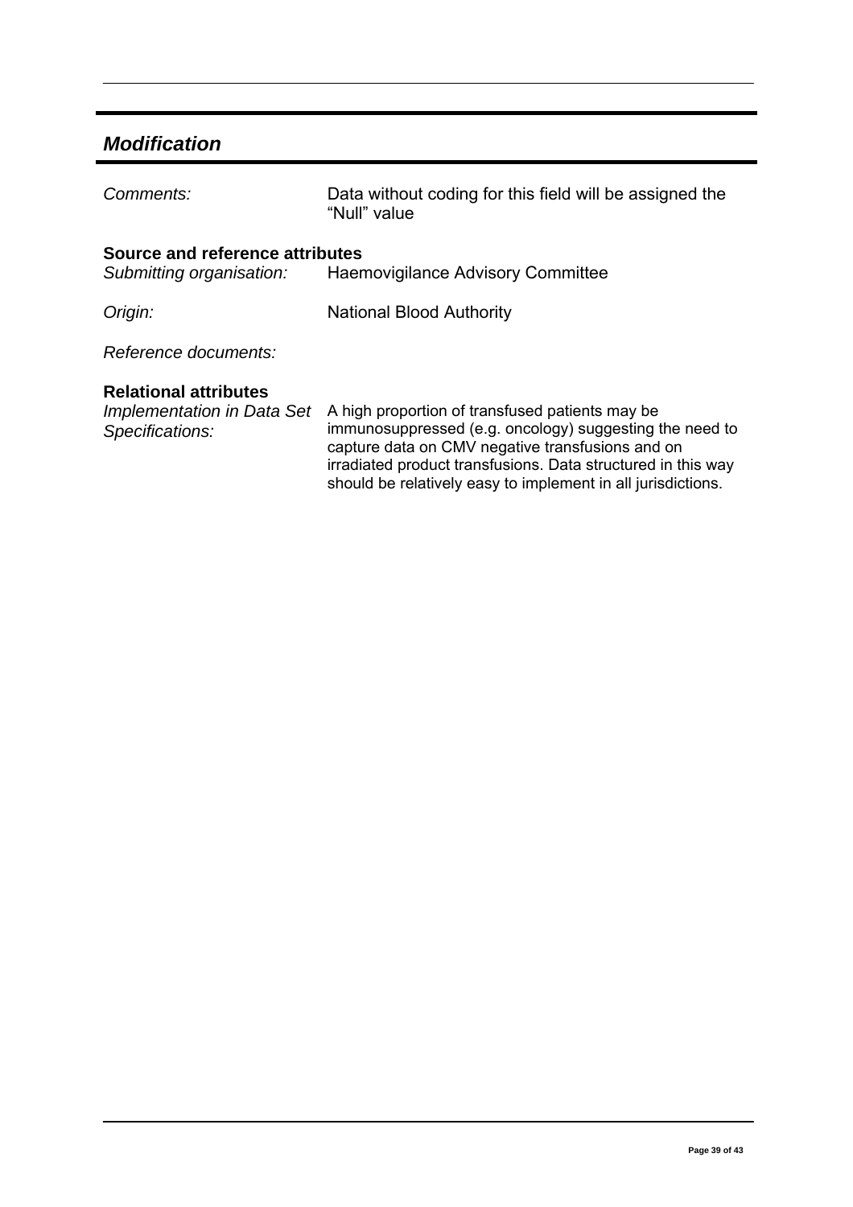## *Modification*

| | |
|---|---|
| *Comments:* | Data without coding for this field will be assigned the "Null" value |

**Source and reference attributes**

| | |
|---|---|
| *Submitting organisation:* | Haemovigilance Advisory Committee |
| *Origin:* | National Blood Authority |
| *Reference documents:* | |

**Relational attributes**

| | |
|---|---|
| *Implementation in Data Set Specifications:* | A high proportion of transfused patients may be immunosuppressed (e.g. oncology) suggesting the need to capture data on CMV negative transfusions and on irradiated product transfusions. Data structured in this way should be relatively easy to implement in all jurisdictions. |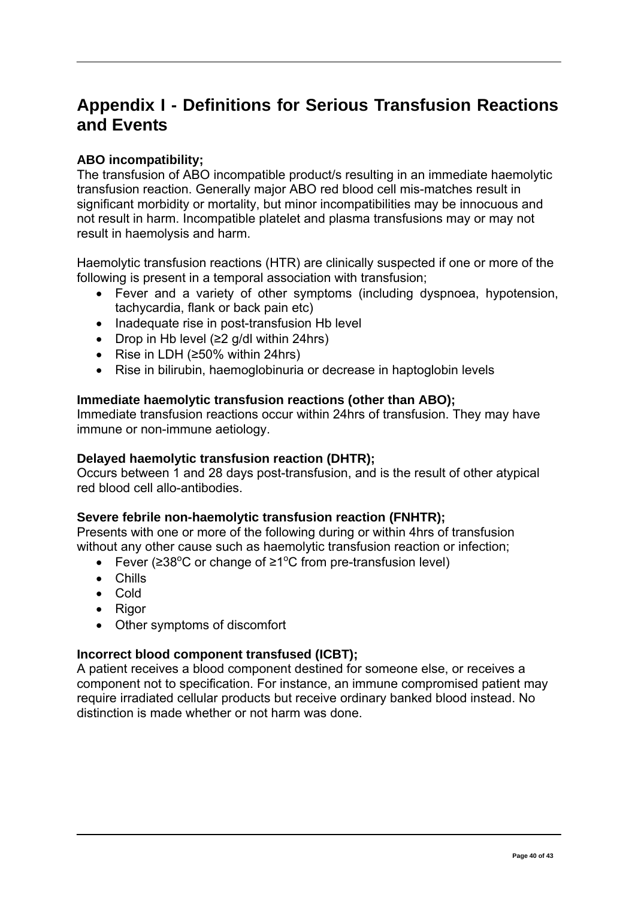# Appendix I - Definitions for Serious Transfusion Reactions and Events

**ABO incompatibility;**

The transfusion of ABO incompatible product/s resulting in an immediate haemolytic transfusion reaction. Generally major ABO red blood cell mis-matches result in significant morbidity or mortality, but minor incompatibilities may be innocuous and not result in harm. Incompatible platelet and plasma transfusions may or may not result in haemolysis and harm.

Haemolytic transfusion reactions (HTR) are clinically suspected if one or more of the following is present in a temporal association with transfusion;

- Fever and a variety of other symptoms (including dyspnoea, hypotension, tachycardia, flank or back pain etc)
- Inadequate rise in post-transfusion Hb level
- Drop in Hb level (≥2 g/dl within 24hrs)
- Rise in LDH (≥50% within 24hrs)
- Rise in bilirubin, haemoglobinuria or decrease in haptoglobin levels

**Immediate haemolytic transfusion reactions (other than ABO);**

Immediate transfusion reactions occur within 24hrs of transfusion. They may have immune or non-immune aetiology.

**Delayed haemolytic transfusion reaction (DHTR);**

Occurs between 1 and 28 days post-transfusion, and is the result of other atypical red blood cell allo-antibodies.

**Severe febrile non-haemolytic transfusion reaction (FNHTR);**

Presents with one or more of the following during or within 4hrs of transfusion without any other cause such as haemolytic transfusion reaction or infection;

- Fever (≥38$^{o}$C or change of ≥1$^{o}$C from pre-transfusion level)
- Chills
- Cold
- Rigor
- Other symptoms of discomfort

**Incorrect blood component transfused (ICBT);**

A patient receives a blood component destined for someone else, or receives a component not to specification. For instance, an immune compromised patient may require irradiated cellular products but receive ordinary banked blood instead. No distinction is made whether or not harm was done.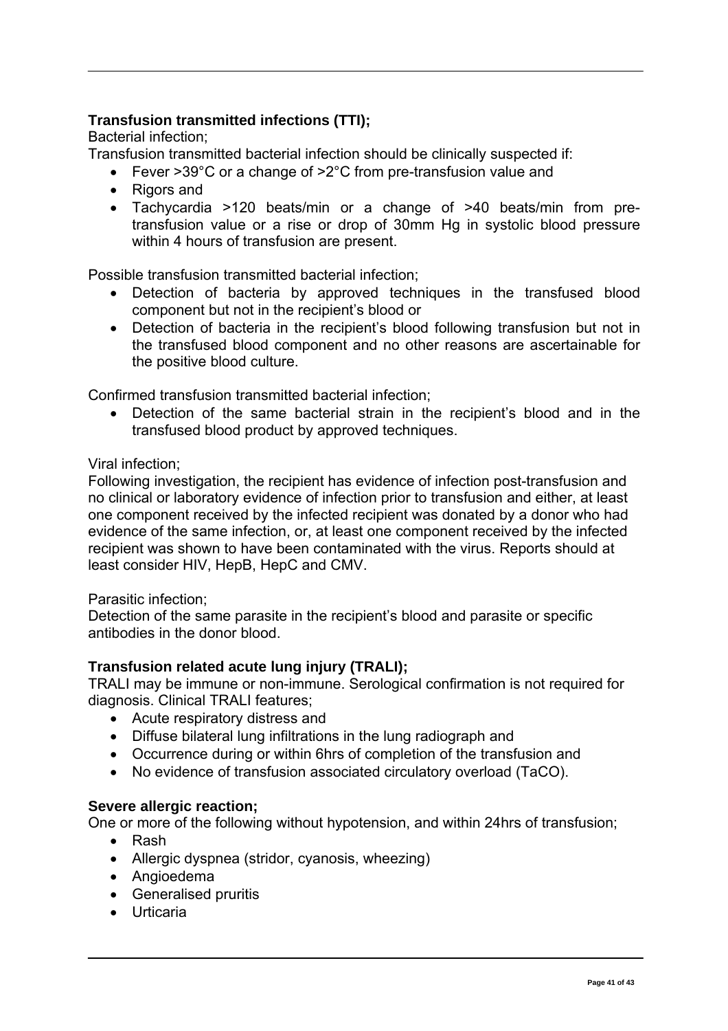**Transfusion transmitted infections (TTI);**

Bacterial infection;

Transfusion transmitted bacterial infection should be clinically suspected if:

- Fever >39°C or a change of >2°C from pre-transfusion value and
- Rigors and
- Tachycardia >120 beats/min or a change of >40 beats/min from pre-transfusion value or a rise or drop of 30mm Hg in systolic blood pressure within 4 hours of transfusion are present.

Possible transfusion transmitted bacterial infection;

- Detection of bacteria by approved techniques in the transfused blood component but not in the recipient's blood or
- Detection of bacteria in the recipient's blood following transfusion but not in the transfused blood component and no other reasons are ascertainable for the positive blood culture.

Confirmed transfusion transmitted bacterial infection;

- Detection of the same bacterial strain in the recipient's blood and in the transfused blood product by approved techniques.

Viral infection;

Following investigation, the recipient has evidence of infection post-transfusion and no clinical or laboratory evidence of infection prior to transfusion and either, at least one component received by the infected recipient was donated by a donor who had evidence of the same infection, or, at least one component received by the infected recipient was shown to have been contaminated with the virus. Reports should at least consider HIV, HepB, HepC and CMV.

Parasitic infection;

Detection of the same parasite in the recipient's blood and parasite or specific antibodies in the donor blood.

**Transfusion related acute lung injury (TRALI);**

TRALI may be immune or non-immune. Serological confirmation is not required for diagnosis. Clinical TRALI features;

- Acute respiratory distress and
- Diffuse bilateral lung infiltrations in the lung radiograph and
- Occurrence during or within 6hrs of completion of the transfusion and
- No evidence of transfusion associated circulatory overload (TaCO).

**Severe allergic reaction;**

One or more of the following without hypotension, and within 24hrs of transfusion;

- Rash
- Allergic dyspnea (stridor, cyanosis, wheezing)
- Angioedema
- Generalised pruritis
- Urticaria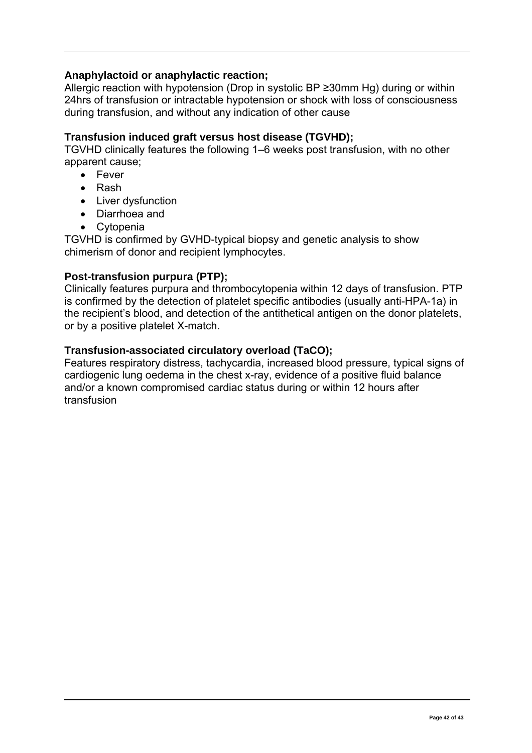**Anaphylactoid or anaphylactic reaction;**
Allergic reaction with hypotension (Drop in systolic BP ≥30mm Hg) during or within 24hrs of transfusion or intractable hypotension or shock with loss of consciousness during transfusion, and without any indication of other cause

**Transfusion induced graft versus host disease (TGVHD);**
TGVHD clinically features the following 1–6 weeks post transfusion, with no other apparent cause;

- Fever
- Rash
- Liver dysfunction
- Diarrhoea and
- Cytopenia

TGVHD is confirmed by GVHD-typical biopsy and genetic analysis to show chimerism of donor and recipient lymphocytes.

**Post-transfusion purpura (PTP);**
Clinically features purpura and thrombocytopenia within 12 days of transfusion. PTP is confirmed by the detection of platelet specific antibodies (usually anti-HPA-1a) in the recipient's blood, and detection of the antithetical antigen on the donor platelets, or by a positive platelet X-match.

**Transfusion-associated circulatory overload (TaCO);**
Features respiratory distress, tachycardia, increased blood pressure, typical signs of cardiogenic lung oedema in the chest x-ray, evidence of a positive fluid balance and/or a known compromised cardiac status during or within 12 hours after transfusion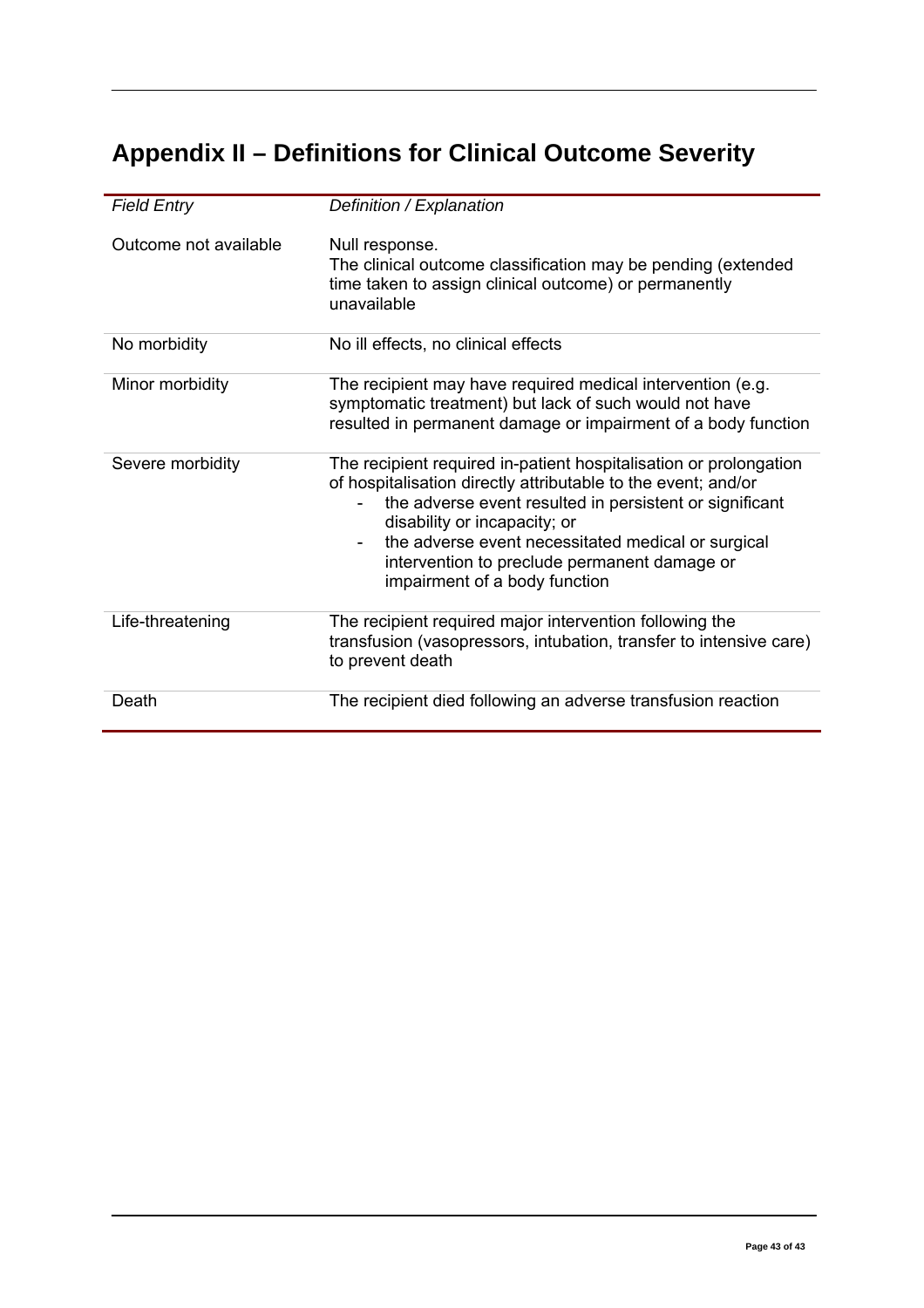# Appendix II – Definitions for Clinical Outcome Severity

| *Field Entry* | *Definition / Explanation* |
|---|---|
| Outcome not available | Null response.<br>The clinical outcome classification may be pending (extended time taken to assign clinical outcome) or permanently unavailable |
| No morbidity | No ill effects, no clinical effects |
| Minor morbidity | The recipient may have required medical intervention (e.g. symptomatic treatment) but lack of such would not have resulted in permanent damage or impairment of a body function |
| Severe morbidity | The recipient required in-patient hospitalisation or prolongation of hospitalisation directly attributable to the event; and/or<br>- the adverse event resulted in persistent or significant disability or incapacity; or<br>- the adverse event necessitated medical or surgical intervention to preclude permanent damage or impairment of a body function |
| Life-threatening | The recipient required major intervention following the transfusion (vasopressors, intubation, transfer to intensive care) to prevent death |
| Death | The recipient died following an adverse transfusion reaction |